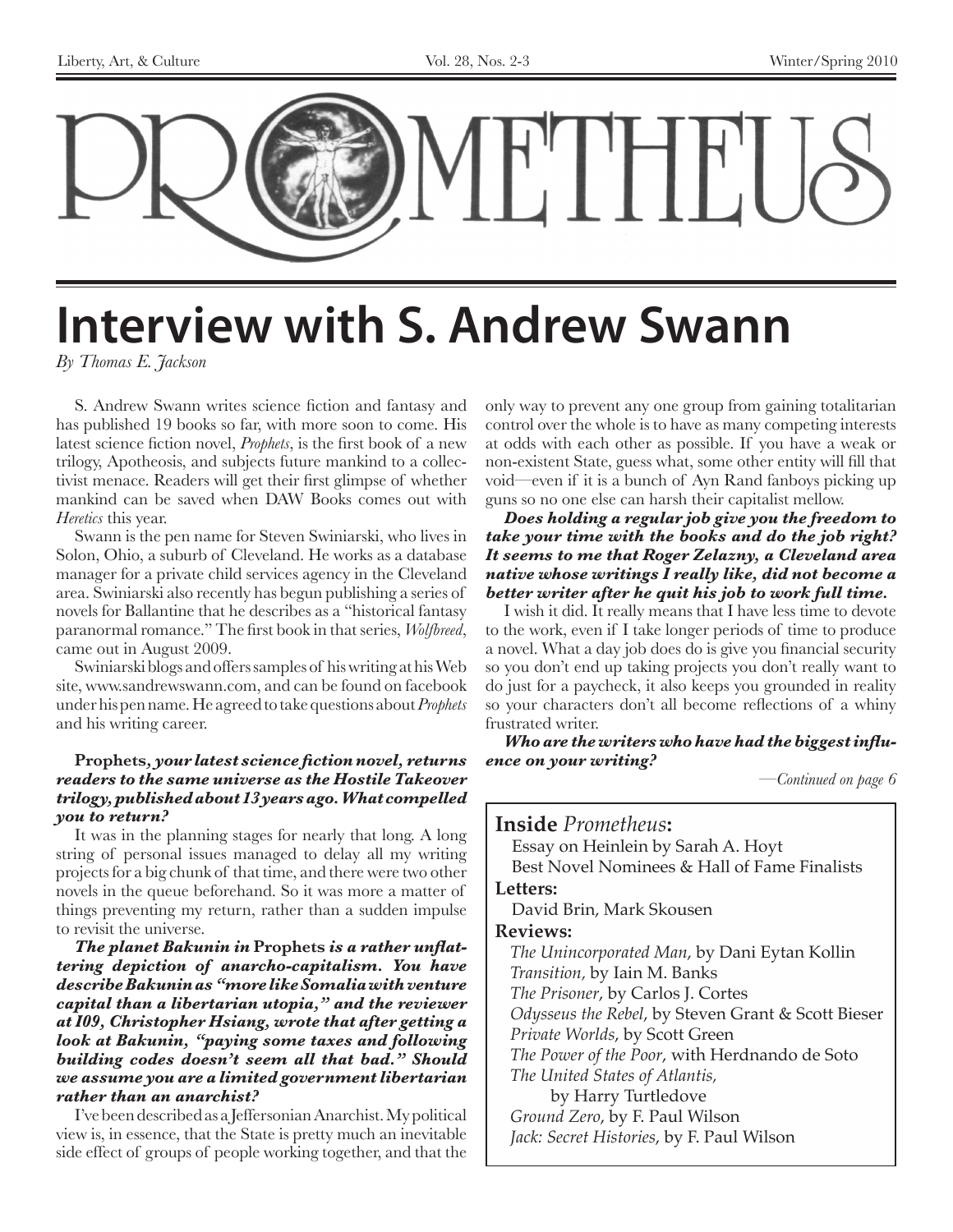# PROMETHEUS

Liberty, Art, & Culture — Vol. 28, Nos. 2-3 — Winter/Spring 2010

## Interview with S. Andrew Swann

*By Thomas E. Jackson*

S. Andrew Swann writes science fiction and fantasy and has published 19 books so far, with more soon to come. His latest science fiction novel, *Prophets*, is the first book of a new trilogy, Apotheosis, and subjects future mankind to a collectivist menace. Readers will get their first glimpse of whether mankind can be saved when DAW Books comes out with *Heretics* this year.

Swann is the pen name for Steven Swiniarski, who lives in Solon, Ohio, a suburb of Cleveland. He works as a database manager for a private child services agency in the Cleveland area. Swiniarski also recently has begun publishing a series of novels for Ballantine that he describes as a "historical fantasy paranormal romance." The first book in that series, *Wolfbreed*, came out in August 2009.

Swiniarski blogs and offers samples of his writing at his Web site, www.sandrewswann.com, and can be found on facebook under his pen name. He agreed to take questions about *Prophets* and his writing career.

***Prophets, your latest science fiction novel, returns readers to the same universe as the Hostile Takeover trilogy, published about 13 years ago. What compelled you to return?***

It was in the planning stages for nearly that long. A long string of personal issues managed to delay all my writing projects for a big chunk of that time, and there were two other novels in the queue beforehand. So it was more a matter of things preventing my return, rather than a sudden impulse to revisit the universe.

***The planet Bakunin in Prophets is a rather unflattering depiction of anarcho-capitalism. You have describe Bakunin as "more like Somalia with venture capital than a libertarian utopia," and the reviewer at I09, Christopher Hsiang, wrote that after getting a look at Bakunin, "paying some taxes and following building codes doesn't seem all that bad." Should we assume you are a limited government libertarian rather than an anarchist?***

I've been described as a Jeffersonian Anarchist. My political view is, in essence, that the State is pretty much an inevitable side effect of groups of people working together, and that the only way to prevent any one group from gaining totalitarian control over the whole is to have as many competing interests at odds with each other as possible. If you have a weak or non-existent State, guess what, some other entity will fill that void—even if it is a bunch of Ayn Rand fanboys picking up guns so no one else can harsh their capitalist mellow.

***Does holding a regular job give you the freedom to take your time with the books and do the job right? It seems to me that Roger Zelazny, a Cleveland area native whose writings I really like, did not become a better writer after he quit his job to work full time.***

I wish it did. It really means that I have less time to devote to the work, even if I take longer periods of time to produce a novel. What a day job does do is give you financial security so you don't end up taking projects you don't really want to do just for a paycheck, it also keeps you grounded in reality so your characters don't all become reflections of a whiny frustrated writer.

***Who are the writers who have had the biggest influence on your writing?***

*—Continued on page 6*

---

**Inside** *Prometheus***:**

- Essay on Heinlein by Sarah A. Hoyt
- Best Novel Nominees & Hall of Fame Finalists

**Letters:**

- David Brin, Mark Skousen

**Reviews:**

- *The Unincorporated Man*, by Dani Eytan Kollin
- *Transition*, by Iain M. Banks
- *The Prisoner*, by Carlos J. Cortes
- *Odysseus the Rebel*, by Steven Grant & Scott Bieser
- *Private Worlds*, by Scott Green
- *The Power of the Poor*, with Herdnando de Soto
- *The United States of Atlantis*, by Harry Turtledove
- *Ground Zero*, by F. Paul Wilson
- *Jack: Secret Histories*, by F. Paul Wilson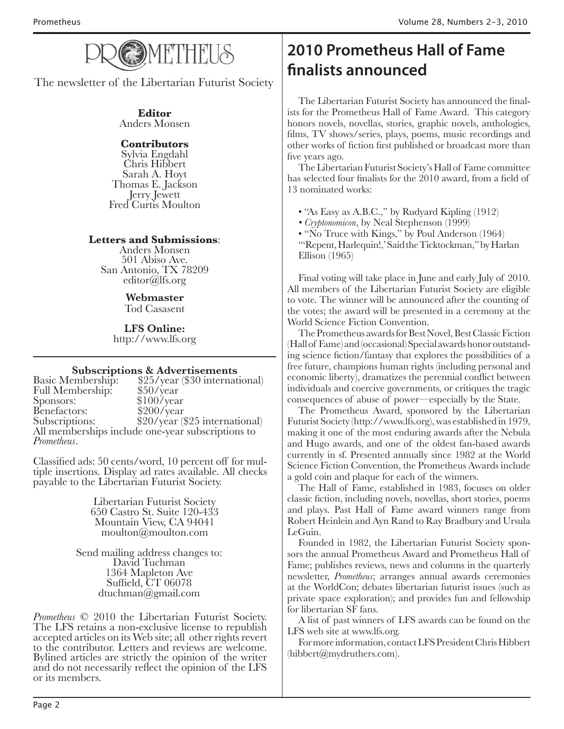# PROMETHEUS

The newsletter of the Libertarian Futurist Society

**Editor**
Anders Monsen

**Contributors**
Sylvia Engdahl
Chris Hibbert
Sarah A. Hoyt
Thomas E. Jackson
Jerry Jewett
Fred Curtis Moulton

**Letters and Submissions**:
Anders Monsen
501 Abiso Ave.
San Antonio, TX 78209
editor@lfs.org

**Webmaster**
Tod Casasent

**LFS Online:**
http://www.lfs.org

**Subscriptions & Advertisements**

| | |
|---|---|
| Basic Membership: | $25/year ($30 international) |
| Full Membership: | $50/year |
| Sponsors: | $100/year |
| Benefactors: | $200/year |
| Subscriptions: | $20/year ($25 international) |

All memberships include one-year subscriptions to *Prometheus*.

Classified ads: 50 cents/word, 10 percent off for multiple insertions. Display ad rates available. All checks payable to the Libertarian Futurist Society.

Libertarian Futurist Society
650 Castro St. Suite 120-433
Mountain View, CA 94041
moulton@moulton.com

Send mailing address changes to:
David Tuchman
1364 Mapleton Ave
Suffield, CT 06078
dtuchman@gmail.com

*Prometheus* © 2010 the Libertarian Futurist Society. The LFS retains a non-exclusive license to republish accepted articles on its Web site; all other rights revert to the contributor. Letters and reviews are welcome. Bylined articles are strictly the opinion of the writer and do not necessarily reflect the opinion of the LFS or its members.

## 2010 Prometheus Hall of Fame finalists announced

The Libertarian Futurist Society has announced the finalists for the Prometheus Hall of Fame Award. This category honors novels, novellas, stories, graphic novels, anthologies, films, TV shows/series, plays, poems, music recordings and other works of fiction first published or broadcast more than five years ago.

The Libertarian Futurist Society's Hall of Fame committee has selected four finalists for the 2010 award, from a field of 13 nominated works:

- "As Easy as A.B.C.," by Rudyard Kipling (1912)
- *Cryptonomicon*, by Neal Stephenson (1999)
- "No Truce with Kings," by Poul Anderson (1964)
- "'Repent, Harlequin!,' Said the Ticktockman," by Harlan Ellison (1965)

Final voting will take place in June and early July of 2010. All members of the Libertarian Futurist Society are eligible to vote. The winner will be announced after the counting of the votes; the award will be presented in a ceremony at the World Science Fiction Convention.

The Prometheus awards for Best Novel, Best Classic Fiction (Hall of Fame) and (occasional) Special awards honor outstanding science fiction/fantasy that explores the possibilities of a free future, champions human rights (including personal and economic liberty), dramatizes the perennial conflict between individuals and coercive governments, or critiques the tragic consequences of abuse of power—especially by the State.

The Prometheus Award, sponsored by the Libertarian Futurist Society (http://www.lfs.org), was established in 1979, making it one of the most enduring awards after the Nebula and Hugo awards, and one of the oldest fan-based awards currently in sf. Presented annually since 1982 at the World Science Fiction Convention, the Prometheus Awards include a gold coin and plaque for each of the winners.

The Hall of Fame, established in 1983, focuses on older classic fiction, including novels, novellas, short stories, poems and plays. Past Hall of Fame award winners range from Robert Heinlein and Ayn Rand to Ray Bradbury and Ursula LeGuin.

Founded in 1982, the Libertarian Futurist Society sponsors the annual Prometheus Award and Prometheus Hall of Fame; publishes reviews, news and columns in the quarterly newsletter, *Prometheus*; arranges annual awards ceremonies at the WorldCon; debates libertarian futurist issues (such as private space exploration); and provides fun and fellowship for libertarian SF fans.

A list of past winners of LFS awards can be found on the LFS web site at www.lfs.org.

For more information, contact LFS President Chris Hibbert (hibbert@mydruthers.com).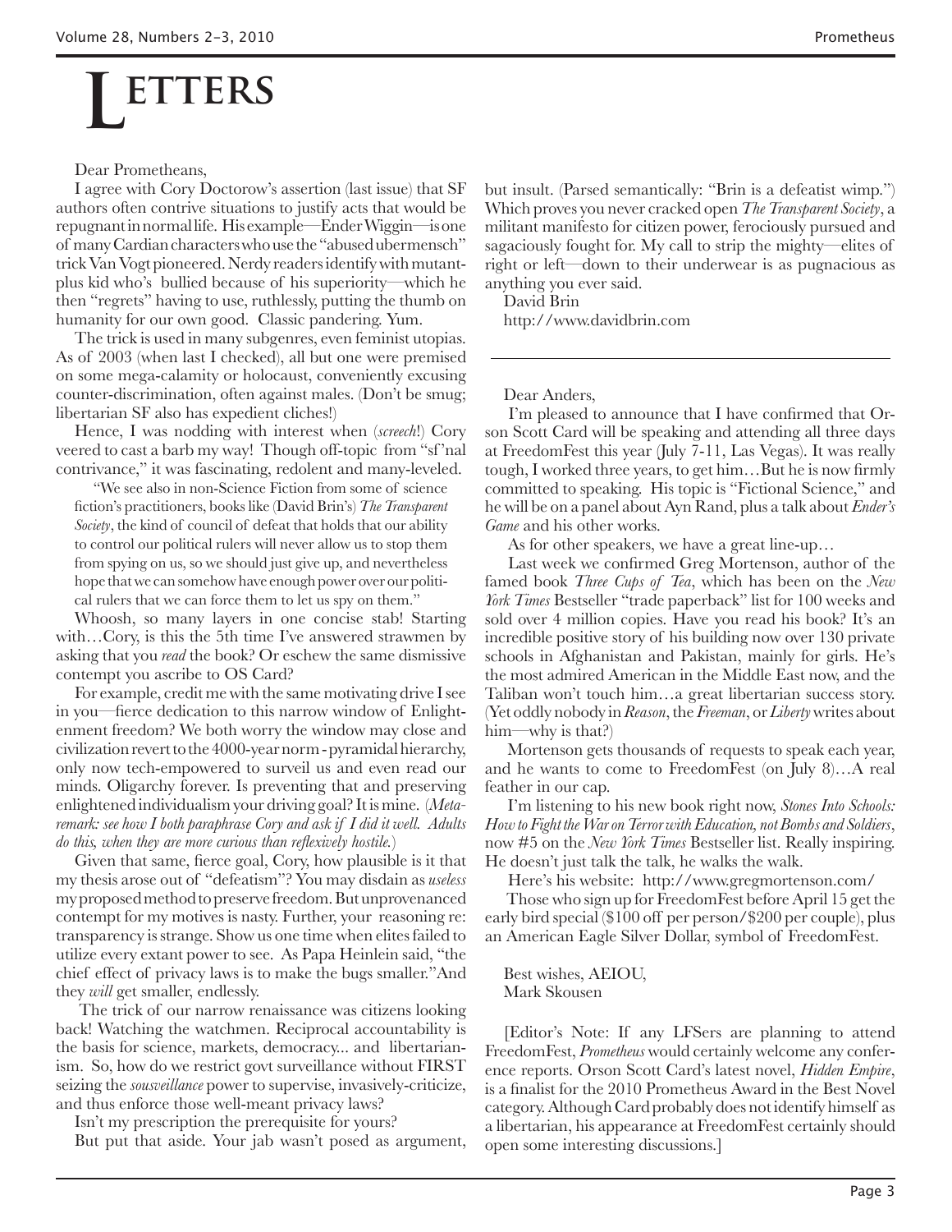# LETTERS

Dear Prometheans,

I agree with Cory Doctorow's assertion (last issue) that SF authors often contrive situations to justify acts that would be repugnant in normal life. His example—Ender Wiggin—is one of many Cardian characters who use the "abused ubermensch" trick Van Vogt pioneered. Nerdy readers identify with mutant-plus kid who's bullied because of his superiority—which he then "regrets" having to use, ruthlessly, putting the thumb on humanity for our own good. Classic pandering. Yum.

The trick is used in many subgenres, even feminist utopias. As of 2003 (when last I checked), all but one were premised on some mega-calamity or holocaust, conveniently excusing counter-discrimination, often against males. (Don't be smug; libertarian SF also has expedient cliches!)

Hence, I was nodding with interest when (*screech*!) Cory veered to cast a barb my way! Though off-topic from "sf'nal contrivance," it was fascinating, redolent and many-leveled.

> "We see also in non-Science Fiction from some of science fiction's practitioners, books like (David Brin's) *The Transparent Society*, the kind of council of defeat that holds that our ability to control our political rulers will never allow us to stop them from spying on us, so we should just give up, and nevertheless hope that we can somehow have enough power over our political rulers that we can force them to let us spy on them."

Whoosh, so many layers in one concise stab! Starting with…Cory, is this the 5th time I've answered strawmen by asking that you *read* the book? Or eschew the same dismissive contempt you ascribe to OS Card?

For example, credit me with the same motivating drive I see in you—fierce dedication to this narrow window of Enlightenment freedom? We both worry the window may close and civilization revert to the 4000-year norm - pyramidal hierarchy, only now tech-empowered to surveil us and even read our minds. Oligarchy forever. Is preventing that and preserving enlightened individualism your driving goal? It is mine. (*Meta-remark: see how I both paraphrase Cory and ask if I did it well. Adults do this, when they are more curious than reflexively hostile.*)

Given that same, fierce goal, Cory, how plausible is it that my thesis arose out of "defeatism"? You may disdain as *useless* my proposed method to preserve freedom. But unprovenanced contempt for my motives is nasty. Further, your reasoning re: transparency is strange. Show us one time when elites failed to utilize every extant power to see. As Papa Heinlein said, "the chief effect of privacy laws is to make the bugs smaller." And they *will* get smaller, endlessly.

The trick of our narrow renaissance was citizens looking back! Watching the watchmen. Reciprocal accountability is the basis for science, markets, democracy... and libertarianism. So, how do we restrict govt surveillance without FIRST seizing the *sousveillance* power to supervise, invasively-criticize, and thus enforce those well-meant privacy laws?

Isn't my prescription the prerequisite for yours?

But put that aside. Your jab wasn't posed as argument, but insult. (Parsed semantically: "Brin is a defeatist wimp.") Which proves you never cracked open *The Transparent Society*, a militant manifesto for citizen power, ferociously pursued and sagaciously fought for. My call to strip the mighty—elites of right or left—down to their underwear is as pugnacious as anything you ever said.

David Brin
http://www.davidbrin.com

---

Dear Anders,

I'm pleased to announce that I have confirmed that Orson Scott Card will be speaking and attending all three days at FreedomFest this year (July 7-11, Las Vegas). It was really tough, I worked three years, to get him…But he is now firmly committed to speaking. His topic is "Fictional Science," and he will be on a panel about Ayn Rand, plus a talk about *Ender's Game* and his other works.

As for other speakers, we have a great line-up…

Last week we confirmed Greg Mortenson, author of the famed book *Three Cups of Tea*, which has been on the *New York Times* Bestseller "trade paperback" list for 100 weeks and sold over 4 million copies. Have you read his book? It's an incredible positive story of his building now over 130 private schools in Afghanistan and Pakistan, mainly for girls. He's the most admired American in the Middle East now, and the Taliban won't touch him…a great libertarian success story. (Yet oddly nobody in *Reason*, the *Freeman*, or *Liberty* writes about him—why is that?)

Mortenson gets thousands of requests to speak each year, and he wants to come to FreedomFest (on July 8)…A real feather in our cap.

I'm listening to his new book right now, *Stones Into Schools: How to Fight the War on Terror with Education, not Bombs and Soldiers*, now #5 on the *New York Times* Bestseller list. Really inspiring. He doesn't just talk the talk, he walks the walk.

Here's his website: http://www.gregmortenson.com/

Those who sign up for FreedomFest before April 15 get the early bird special ($100 off per person/$200 per couple), plus an American Eagle Silver Dollar, symbol of FreedomFest.

Best wishes, AEIOU,
Mark Skousen

[Editor's Note: If any LFSers are planning to attend FreedomFest, *Prometheus* would certainly welcome any conference reports. Orson Scott Card's latest novel, *Hidden Empire*, is a finalist for the 2010 Prometheus Award in the Best Novel category. Although Card probably does not identify himself as a libertarian, his appearance at FreedomFest certainly should open some interesting discussions.]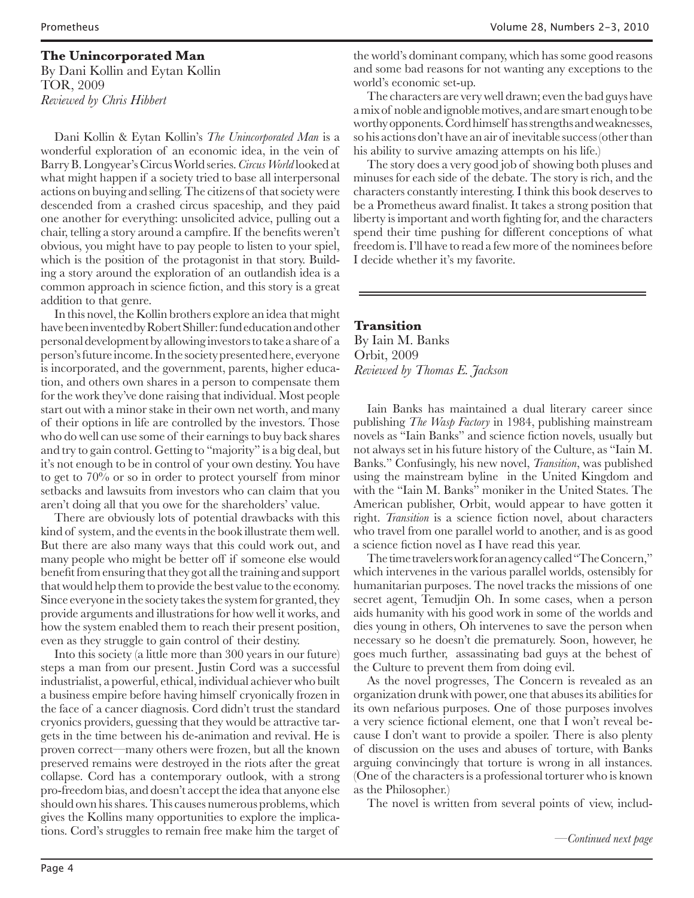### The Unincorporated Man

By Dani Kollin and Eytan Kollin
TOR, 2009
*Reviewed by Chris Hibbert*

Dani Kollin & Eytan Kollin's *The Unincorporated Man* is a wonderful exploration of an economic idea, in the vein of Barry B. Longyear's Circus World series. *Circus World* looked at what might happen if a society tried to base all interpersonal actions on buying and selling. The citizens of that society were descended from a crashed circus spaceship, and they paid one another for everything: unsolicited advice, pulling out a chair, telling a story around a campfire. If the benefits weren't obvious, you might have to pay people to listen to your spiel, which is the position of the protagonist in that story. Building a story around the exploration of an outlandish idea is a common approach in science fiction, and this story is a great addition to that genre.

In this novel, the Kollin brothers explore an idea that might have been invented by Robert Shiller: fund education and other personal development by allowing investors to take a share of a person's future income. In the society presented here, everyone is incorporated, and the government, parents, higher education, and others own shares in a person to compensate them for the work they've done raising that individual. Most people start out with a minor stake in their own net worth, and many of their options in life are controlled by the investors. Those who do well can use some of their earnings to buy back shares and try to gain control. Getting to "majority" is a big deal, but it's not enough to be in control of your own destiny. You have to get to 70% or so in order to protect yourself from minor setbacks and lawsuits from investors who can claim that you aren't doing all that you owe for the shareholders' value.

There are obviously lots of potential drawbacks with this kind of system, and the events in the book illustrate them well. But there are also many ways that this could work out, and many people who might be better off if someone else would benefit from ensuring that they got all the training and support that would help them to provide the best value to the economy. Since everyone in the society takes the system for granted, they provide arguments and illustrations for how well it works, and how the system enabled them to reach their present position, even as they struggle to gain control of their destiny.

Into this society (a little more than 300 years in our future) steps a man from our present. Justin Cord was a successful industrialist, a powerful, ethical, individual achiever who built a business empire before having himself cryonically frozen in the face of a cancer diagnosis. Cord didn't trust the standard cryonics providers, guessing that they would be attractive targets in the time between his de-animation and revival. He is proven correct—many others were frozen, but all the known preserved remains were destroyed in the riots after the great collapse. Cord has a contemporary outlook, with a strong pro-freedom bias, and doesn't accept the idea that anyone else should own his shares. This causes numerous problems, which gives the Kollins many opportunities to explore the implications. Cord's struggles to remain free make him the target of the world's dominant company, which has some good reasons and some bad reasons for not wanting any exceptions to the world's economic set-up.

The characters are very well drawn; even the bad guys have a mix of noble and ignoble motives, and are smart enough to be worthy opponents. Cord himself has strengths and weaknesses, so his actions don't have an air of inevitable success (other than his ability to survive amazing attempts on his life.)

The story does a very good job of showing both pluses and minuses for each side of the debate. The story is rich, and the characters constantly interesting. I think this book deserves to be a Prometheus award finalist. It takes a strong position that liberty is important and worth fighting for, and the characters spend their time pushing for different conceptions of what freedom is. I'll have to read a few more of the nominees before I decide whether it's my favorite.

---

### Transition

By Iain M. Banks
Orbit, 2009
*Reviewed by Thomas E. Jackson*

Iain Banks has maintained a dual literary career since publishing *The Wasp Factory* in 1984, publishing mainstream novels as "Iain Banks" and science fiction novels, usually but not always set in his future history of the Culture, as "Iain M. Banks." Confusingly, his new novel, *Transition*, was published using the mainstream byline in the United Kingdom and with the "Iain M. Banks" moniker in the United States. The American publisher, Orbit, would appear to have gotten it right. *Transition* is a science fiction novel, about characters who travel from one parallel world to another, and is as good a science fiction novel as I have read this year.

The time travelers work for an agency called "The Concern," which intervenes in the various parallel worlds, ostensibly for humanitarian purposes. The novel tracks the missions of one secret agent, Temudjin Oh. In some cases, when a person aids humanity with his good work in some of the worlds and dies young in others, Oh intervenes to save the person when necessary so he doesn't die prematurely. Soon, however, he goes much further, assassinating bad guys at the behest of the Culture to prevent them from doing evil.

As the novel progresses, The Concern is revealed as an organization drunk with power, one that abuses its abilities for its own nefarious purposes. One of those purposes involves a very science fictional element, one that I won't reveal because I don't want to provide a spoiler. There is also plenty of discussion on the uses and abuses of torture, with Banks arguing convincingly that torture is wrong in all instances. (One of the characters is a professional torturer who is known as the Philosopher.)

The novel is written from several points of view, includ-

*—Continued next page*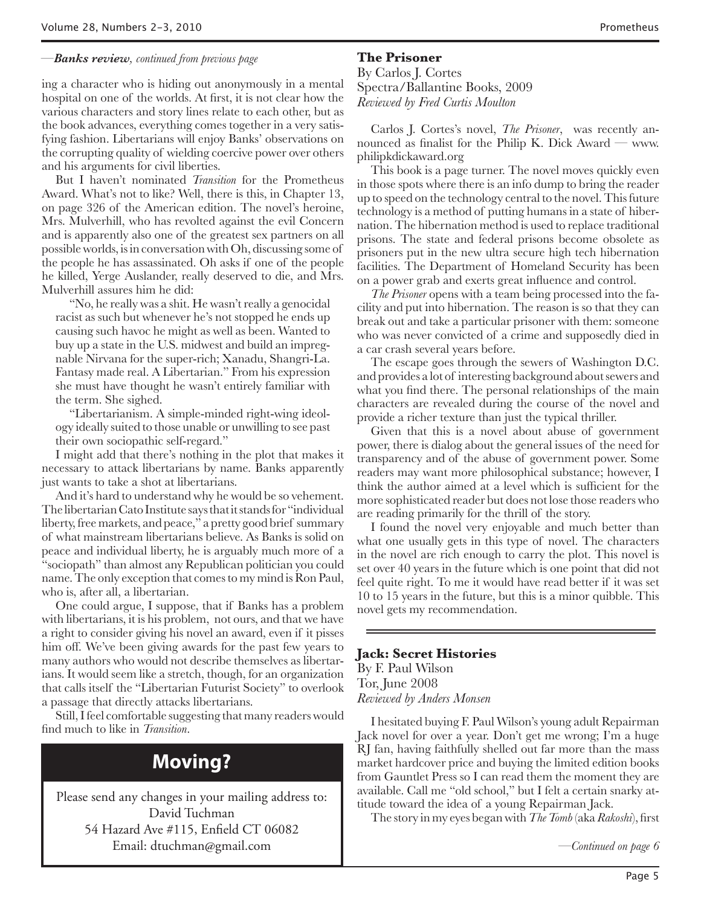—*Banks review*, *continued from previous page*

ing a character who is hiding out anonymously in a mental hospital on one of the worlds. At first, it is not clear how the various characters and story lines relate to each other, but as the book advances, everything comes together in a very satisfying fashion. Libertarians will enjoy Banks' observations on the corrupting quality of wielding coercive power over others and his arguments for civil liberties.

But I haven't nominated *Transition* for the Prometheus Award. What's not to like? Well, there is this, in Chapter 13, on page 326 of the American edition. The novel's heroine, Mrs. Mulverhill, who has revolted against the evil Concern and is apparently also one of the greatest sex partners on all possible worlds, is in conversation with Oh, discussing some of the people he has assassinated. Oh asks if one of the people he killed, Yerge Auslander, really deserved to die, and Mrs. Mulverhill assures him he did:

> "No, he really was a shit. He wasn't really a genocidal racist as such but whenever he's not stopped he ends up causing such havoc he might as well as been. Wanted to buy up a state in the U.S. midwest and build an impregnable Nirvana for the super-rich; Xanadu, Shangri-La. Fantasy made real. A Libertarian." From his expression she must have thought he wasn't entirely familiar with the term. She sighed.
>
> "Libertarianism. A simple-minded right-wing ideology ideally suited to those unable or unwilling to see past their own sociopathic self-regard."

I might add that there's nothing in the plot that makes it necessary to attack libertarians by name. Banks apparently just wants to take a shot at libertarians.

And it's hard to understand why he would be so vehement. The libertarian Cato Institute says that it stands for "individual liberty, free markets, and peace," a pretty good brief summary of what mainstream libertarians believe. As Banks is solid on peace and individual liberty, he is arguably much more of a "sociopath" than almost any Republican politician you could name. The only exception that comes to my mind is Ron Paul, who is, after all, a libertarian.

One could argue, I suppose, that if Banks has a problem with libertarians, it is his problem, not ours, and that we have a right to consider giving his novel an award, even if it pisses him off. We've been giving awards for the past few years to many authors who would not describe themselves as libertarians. It would seem like a stretch, though, for an organization that calls itself the "Libertarian Futurist Society" to overlook a passage that directly attacks libertarians.

Still, I feel comfortable suggesting that many readers would find much to like in *Transition*.

## Moving?

Please send any changes in your mailing address to:
David Tuchman
54 Hazard Ave #115, Enfield CT 06082
Email: dtuchman@gmail.com

### The Prisoner

By Carlos J. Cortes
Spectra/Ballantine Books, 2009
*Reviewed by Fred Curtis Moulton*

Carlos J. Cortes's novel, *The Prisoner*, was recently announced as finalist for the Philip K. Dick Award — www.philipkdickaward.org

This book is a page turner. The novel moves quickly even in those spots where there is an info dump to bring the reader up to speed on the technology central to the novel. This future technology is a method of putting humans in a state of hibernation. The hibernation method is used to replace traditional prisons. The state and federal prisons become obsolete as prisoners put in the new ultra secure high tech hibernation facilities. The Department of Homeland Security has been on a power grab and exerts great influence and control.

*The Prisoner* opens with a team being processed into the facility and put into hibernation. The reason is so that they can break out and take a particular prisoner with them: someone who was never convicted of a crime and supposedly died in a car crash several years before.

The escape goes through the sewers of Washington D.C. and provides a lot of interesting background about sewers and what you find there. The personal relationships of the main characters are revealed during the course of the novel and provide a richer texture than just the typical thriller.

Given that this is a novel about abuse of government power, there is dialog about the general issues of the need for transparency and of the abuse of government power. Some readers may want more philosophical substance; however, I think the author aimed at a level which is sufficient for the more sophisticated reader but does not lose those readers who are reading primarily for the thrill of the story.

I found the novel very enjoyable and much better than what one usually gets in this type of novel. The characters in the novel are rich enough to carry the plot. This novel is set over 40 years in the future which is one point that did not feel quite right. To me it would have read better if it was set 10 to 15 years in the future, but this is a minor quibble. This novel gets my recommendation.

### Jack: Secret Histories

By F. Paul Wilson
Tor, June 2008
*Reviewed by Anders Monsen*

I hesitated buying F. Paul Wilson's young adult Repairman Jack novel for over a year. Don't get me wrong; I'm a huge RJ fan, having faithfully shelled out far more than the mass market hardcover price and buying the limited edition books from Gauntlet Press so I can read them the moment they are available. Call me "old school," but I felt a certain snarky attitude toward the idea of a young Repairman Jack.

The story in my eyes began with *The Tomb* (aka *Rakoshi*), first

—*Continued on page 6*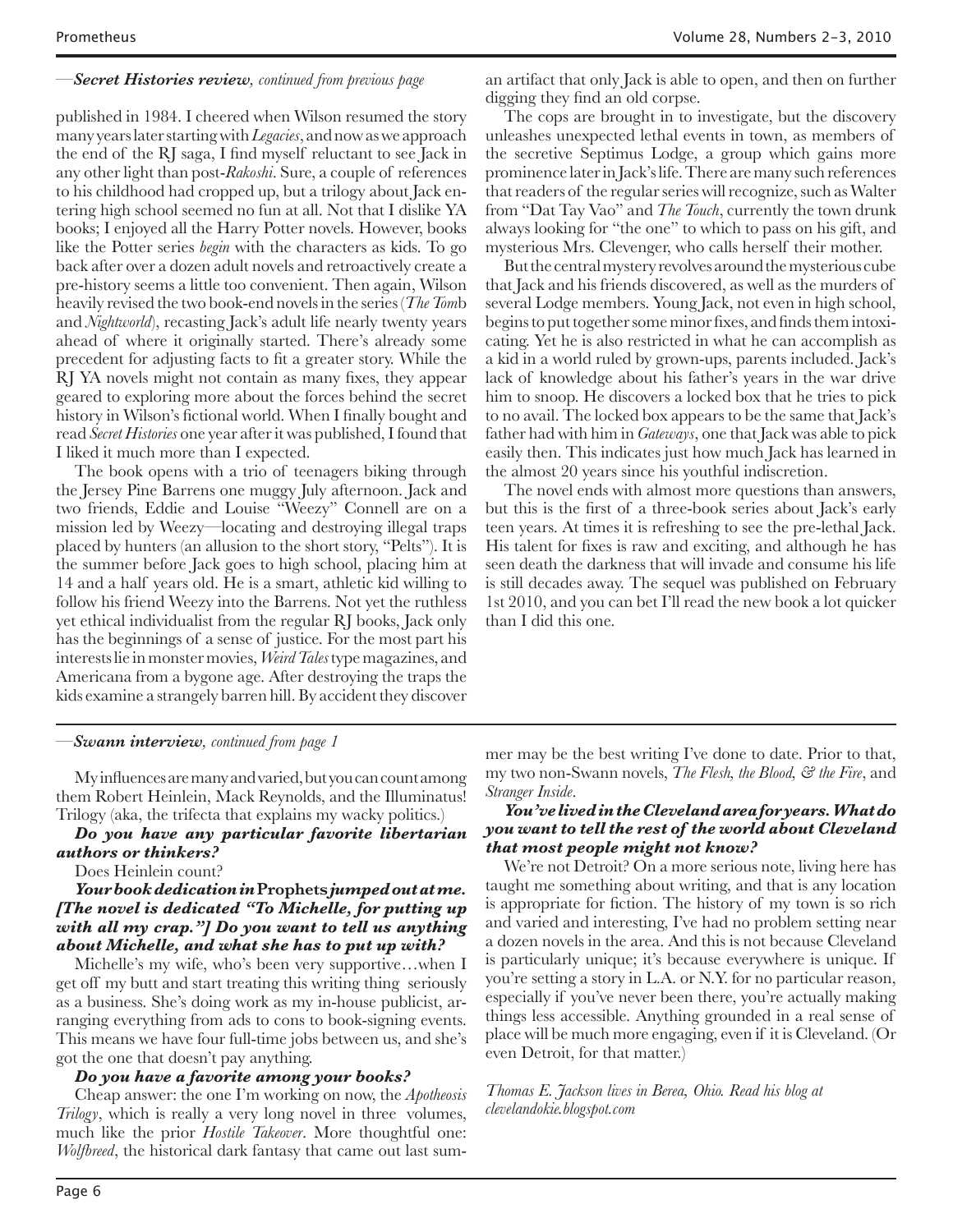—***Secret Histories review****, continued from previous page*

published in 1984. I cheered when Wilson resumed the story many years later starting with *Legacies*, and now as we approach the end of the RJ saga, I find myself reluctant to see Jack in any other light than post-*Rakoshi*. Sure, a couple of references to his childhood had cropped up, but a trilogy about Jack entering high school seemed no fun at all. Not that I dislike YA books; I enjoyed all the Harry Potter novels. However, books like the Potter series *begin* with the characters as kids. To go back after over a dozen adult novels and retroactively create a pre-history seems a little too convenient. Then again, Wilson heavily revised the two book-end novels in the series (*The Tomb* and *Nightworld*), recasting Jack's adult life nearly twenty years ahead of where it originally started. There's already some precedent for adjusting facts to fit a greater story. While the RJ YA novels might not contain as many fixes, they appear geared to exploring more about the forces behind the secret history in Wilson's fictional world. When I finally bought and read *Secret Histories* one year after it was published, I found that I liked it much more than I expected.

The book opens with a trio of teenagers biking through the Jersey Pine Barrens one muggy July afternoon. Jack and two friends, Eddie and Louise "Weezy" Connell are on a mission led by Weezy—locating and destroying illegal traps placed by hunters (an allusion to the short story, "Pelts"). It is the summer before Jack goes to high school, placing him at 14 and a half years old. He is a smart, athletic kid willing to follow his friend Weezy into the Barrens. Not yet the ruthless yet ethical individualist from the regular RJ books, Jack only has the beginnings of a sense of justice. For the most part his interests lie in monster movies, *Weird Tales* type magazines, and Americana from a bygone age. After destroying the traps the kids examine a strangely barren hill. By accident they discover an artifact that only Jack is able to open, and then on further digging they find an old corpse.

The cops are brought in to investigate, but the discovery unleashes unexpected lethal events in town, as members of the secretive Septimus Lodge, a group which gains more prominence later in Jack's life. There are many such references that readers of the regular series will recognize, such as Walter from "Dat Tay Vao" and *The Touch*, currently the town drunk always looking for "the one" to which to pass on his gift, and mysterious Mrs. Clevenger, who calls herself their mother.

But the central mystery revolves around the mysterious cube that Jack and his friends discovered, as well as the murders of several Lodge members. Young Jack, not even in high school, begins to put together some minor fixes, and finds them intoxicating. Yet he is also restricted in what he can accomplish as a kid in a world ruled by grown-ups, parents included. Jack's lack of knowledge about his father's years in the war drive him to snoop. He discovers a locked box that he tries to pick to no avail. The locked box appears to be the same that Jack's father had with him in *Gateways*, one that Jack was able to pick easily then. This indicates just how much Jack has learned in the almost 20 years since his youthful indiscretion.

The novel ends with almost more questions than answers, but this is the first of a three-book series about Jack's early teen years. At times it is refreshing to see the pre-lethal Jack. His talent for fixes is raw and exciting, and although he has seen death the darkness that will invade and consume his life is still decades away. The sequel was published on February 1st 2010, and you can bet I'll read the new book a lot quicker than I did this one.

---

—***Swann interview****, continued from page 1*

My influences are many and varied, but you can count among them Robert Heinlein, Mack Reynolds, and the Illuminatus! Trilogy (aka, the trifecta that explains my wacky politics.)

***Do you have any particular favorite libertarian authors or thinkers?***

Does Heinlein count?

***Your book dedication in* Prophets *jumped out at me. [The novel is dedicated "To Michelle, for putting up with all my crap."] Do you want to tell us anything about Michelle, and what she has to put up with?***

Michelle's my wife, who's been very supportive…when I get off my butt and start treating this writing thing seriously as a business. She's doing work as my in-house publicist, arranging everything from ads to cons to book-signing events. This means we have four full-time jobs between us, and she's got the one that doesn't pay anything.

***Do you have a favorite among your books?***

Cheap answer: the one I'm working on now, the *Apotheosis Trilogy*, which is really a very long novel in three volumes, much like the prior *Hostile Takeover*. More thoughtful one: *Wolfbreed*, the historical dark fantasy that came out last summer may be the best writing I've done to date. Prior to that, my two non-Swann novels, *The Flesh, the Blood, & the Fire*, and *Stranger Inside*.

***You've lived in the Cleveland area for years. What do you want to tell the rest of the world about Cleveland that most people might not know?***

We're not Detroit? On a more serious note, living here has taught me something about writing, and that is any location is appropriate for fiction. The history of my town is so rich and varied and interesting, I've had no problem setting near a dozen novels in the area. And this is not because Cleveland is particularly unique; it's because everywhere is unique. If you're setting a story in L.A. or N.Y. for no particular reason, especially if you've never been there, you're actually making things less accessible. Anything grounded in a real sense of place will be much more engaging, even if it is Cleveland. (Or even Detroit, for that matter.)

*Thomas E. Jackson lives in Berea, Ohio. Read his blog at clevelandokie.blogspot.com*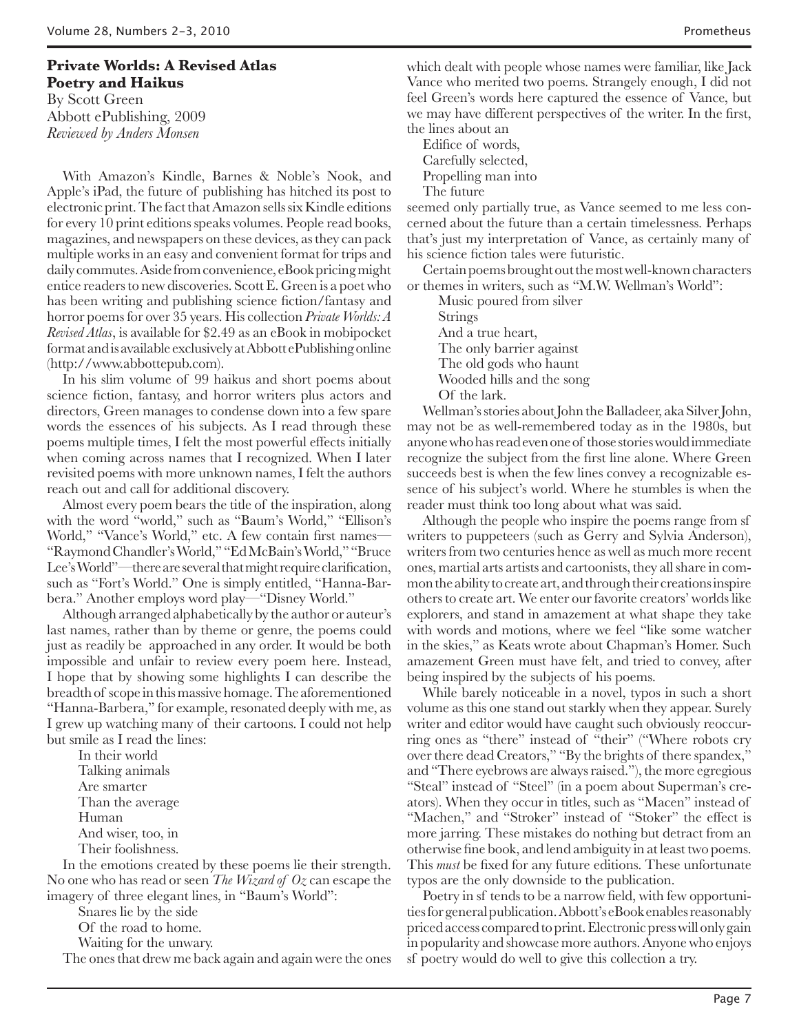## Private Worlds: A Revised Atlas Poetry and Haikus

By Scott Green
Abbott ePublishing, 2009
*Reviewed by Anders Monsen*

With Amazon's Kindle, Barnes & Noble's Nook, and Apple's iPad, the future of publishing has hitched its post to electronic print. The fact that Amazon sells six Kindle editions for every 10 print editions speaks volumes. People read books, magazines, and newspapers on these devices, as they can pack multiple works in an easy and convenient format for trips and daily commutes. Aside from convenience, eBook pricing might entice readers to new discoveries. Scott E. Green is a poet who has been writing and publishing science fiction/fantasy and horror poems for over 35 years. His collection *Private Worlds: A Revised Atlas*, is available for $2.49 as an eBook in mobipocket format and is available exclusively at Abbott ePublishing online (http://www.abbottepub.com).

In his slim volume of 99 haikus and short poems about science fiction, fantasy, and horror writers plus actors and directors, Green manages to condense down into a few spare words the essences of his subjects. As I read through these poems multiple times, I felt the most powerful effects initially when coming across names that I recognized. When I later revisited poems with more unknown names, I felt the authors reach out and call for additional discovery.

Almost every poem bears the title of the inspiration, along with the word "world," such as "Baum's World," "Ellison's World," "Vance's World," etc. A few contain first names—"Raymond Chandler's World," "Ed McBain's World," "Bruce Lee's World"—there are several that might require clarification, such as "Fort's World." One is simply entitled, "Hanna-Barbera." Another employs word play—"Disney World."

Although arranged alphabetically by the author or auteur's last names, rather than by theme or genre, the poems could just as readily be approached in any order. It would be both impossible and unfair to review every poem here. Instead, I hope that by showing some highlights I can describe the breadth of scope in this massive homage. The aforementioned "Hanna-Barbera," for example, resonated deeply with me, as I grew up watching many of their cartoons. I could not help but smile as I read the lines:

> In their world
> Talking animals
> Are smarter
> Than the average
> Human
> And wiser, too, in
> Their foolishness.

In the emotions created by these poems lie their strength. No one who has read or seen *The Wizard of Oz* can escape the imagery of three elegant lines, in "Baum's World":

> Snares lie by the side
> Of the road to home.
> Waiting for the unwary.

The ones that drew me back again and again were the ones which dealt with people whose names were familiar, like Jack Vance who merited two poems. Strangely enough, I did not feel Green's words here captured the essence of Vance, but we may have different perspectives of the writer. In the first, the lines about an

> Edifice of words,
> Carefully selected,
> Propelling man into
> The future

seemed only partially true, as Vance seemed to me less concerned about the future than a certain timelessness. Perhaps that's just my interpretation of Vance, as certainly many of his science fiction tales were futuristic.

Certain poems brought out the most well-known characters or themes in writers, such as "M.W. Wellman's World":

> Music poured from silver
> Strings
> And a true heart,
> The only barrier against
> The old gods who haunt
> Wooded hills and the song
> Of the lark.

Wellman's stories about John the Balladeer, aka Silver John, may not be as well-remembered today as in the 1980s, but anyone who has read even one of those stories would immediate recognize the subject from the first line alone. Where Green succeeds best is when the few lines convey a recognizable essence of his subject's world. Where he stumbles is when the reader must think too long about what was said.

Although the people who inspire the poems range from sf writers to puppeteers (such as Gerry and Sylvia Anderson), writers from two centuries hence as well as much more recent ones, martial arts artists and cartoonists, they all share in common the ability to create art, and through their creations inspire others to create art. We enter our favorite creators' worlds like explorers, and stand in amazement at what shape they take with words and motions, where we feel "like some watcher in the skies," as Keats wrote about Chapman's Homer. Such amazement Green must have felt, and tried to convey, after being inspired by the subjects of his poems.

While barely noticeable in a novel, typos in such a short volume as this one stand out starkly when they appear. Surely writer and editor would have caught such obviously reoccurring ones as "there" instead of "their" ("Where robots cry over there dead Creators," "By the brights of there spandex," and "There eyebrows are always raised."), the more egregious "Steal" instead of "Steel" (in a poem about Superman's creators). When they occur in titles, such as "Macen" instead of "Machen," and "Stroker" instead of "Stoker" the effect is more jarring. These mistakes do nothing but detract from an otherwise fine book, and lend ambiguity in at least two poems. This *must* be fixed for any future editions. These unfortunate typos are the only downside to the publication.

Poetry in sf tends to be a narrow field, with few opportunities for general publication. Abbott's eBook enables reasonably priced access compared to print. Electronic press will only gain in popularity and showcase more authors. Anyone who enjoys sf poetry would do well to give this collection a try.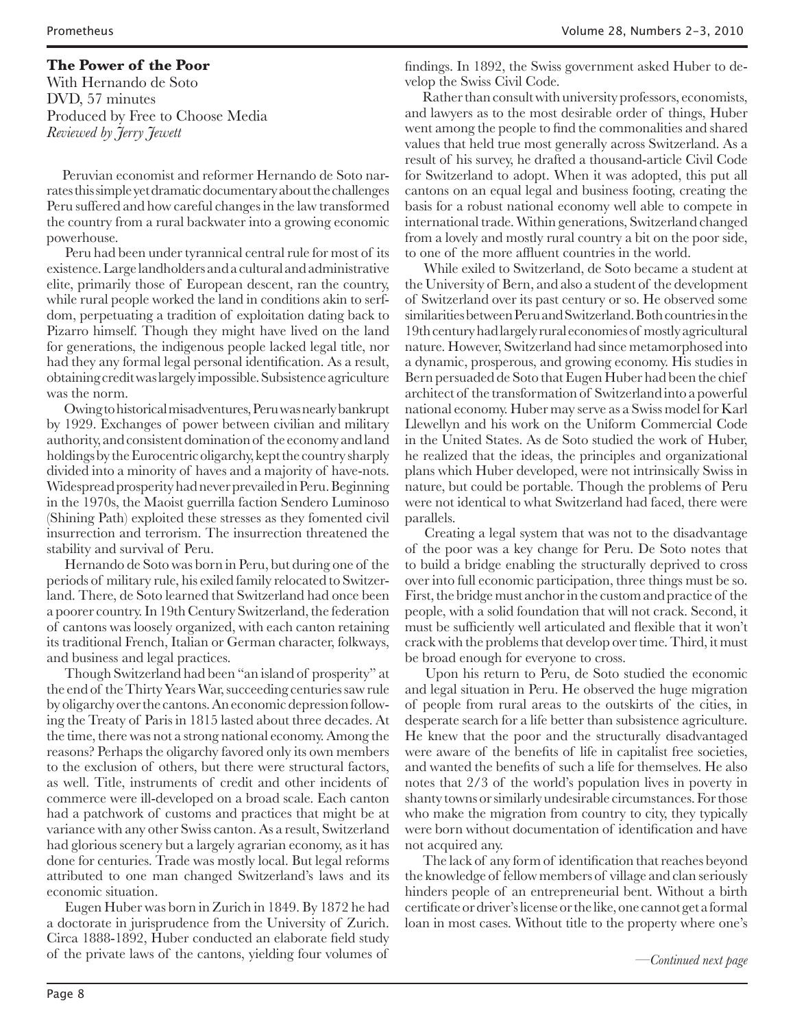### The Power of the Poor

With Hernando de Soto
DVD, 57 minutes
Produced by Free to Choose Media
*Reviewed by Jerry Jewett*

Peruvian economist and reformer Hernando de Soto narrates this simple yet dramatic documentary about the challenges Peru suffered and how careful changes in the law transformed the country from a rural backwater into a growing economic powerhouse.

Peru had been under tyrannical central rule for most of its existence. Large landholders and a cultural and administrative elite, primarily those of European descent, ran the country, while rural people worked the land in conditions akin to serfdom, perpetuating a tradition of exploitation dating back to Pizarro himself. Though they might have lived on the land for generations, the indigenous people lacked legal title, nor had they any formal legal personal identification. As a result, obtaining credit was largely impossible. Subsistence agriculture was the norm.

Owing to historical misadventures, Peru was nearly bankrupt by 1929. Exchanges of power between civilian and military authority, and consistent domination of the economy and land holdings by the Eurocentric oligarchy, kept the country sharply divided into a minority of haves and a majority of have-nots. Widespread prosperity had never prevailed in Peru. Beginning in the 1970s, the Maoist guerrilla faction Sendero Luminoso (Shining Path) exploited these stresses as they fomented civil insurrection and terrorism. The insurrection threatened the stability and survival of Peru.

Hernando de Soto was born in Peru, but during one of the periods of military rule, his exiled family relocated to Switzerland. There, de Soto learned that Switzerland had once been a poorer country. In 19th Century Switzerland, the federation of cantons was loosely organized, with each canton retaining its traditional French, Italian or German character, folkways, and business and legal practices.

Though Switzerland had been "an island of prosperity" at the end of the Thirty Years War, succeeding centuries saw rule by oligarchy over the cantons. An economic depression following the Treaty of Paris in 1815 lasted about three decades. At the time, there was not a strong national economy. Among the reasons? Perhaps the oligarchy favored only its own members to the exclusion of others, but there were structural factors, as well. Title, instruments of credit and other incidents of commerce were ill-developed on a broad scale. Each canton had a patchwork of customs and practices that might be at variance with any other Swiss canton. As a result, Switzerland had glorious scenery but a largely agrarian economy, as it has done for centuries. Trade was mostly local. But legal reforms attributed to one man changed Switzerland's laws and its economic situation.

Eugen Huber was born in Zurich in 1849. By 1872 he had a doctorate in jurisprudence from the University of Zurich. Circa 1888-1892, Huber conducted an elaborate field study of the private laws of the cantons, yielding four volumes of findings. In 1892, the Swiss government asked Huber to develop the Swiss Civil Code.

Rather than consult with university professors, economists, and lawyers as to the most desirable order of things, Huber went among the people to find the commonalities and shared values that held true most generally across Switzerland. As a result of his survey, he drafted a thousand-article Civil Code for Switzerland to adopt. When it was adopted, this put all cantons on an equal legal and business footing, creating the basis for a robust national economy well able to compete in international trade. Within generations, Switzerland changed from a lovely and mostly rural country a bit on the poor side, to one of the more affluent countries in the world.

While exiled to Switzerland, de Soto became a student at the University of Bern, and also a student of the development of Switzerland over its past century or so. He observed some similarities between Peru and Switzerland. Both countries in the 19th century had largely rural economies of mostly agricultural nature. However, Switzerland had since metamorphosed into a dynamic, prosperous, and growing economy. His studies in Bern persuaded de Soto that Eugen Huber had been the chief architect of the transformation of Switzerland into a powerful national economy. Huber may serve as a Swiss model for Karl Llewellyn and his work on the Uniform Commercial Code in the United States. As de Soto studied the work of Huber, he realized that the ideas, the principles and organizational plans which Huber developed, were not intrinsically Swiss in nature, but could be portable. Though the problems of Peru were not identical to what Switzerland had faced, there were parallels.

Creating a legal system that was not to the disadvantage of the poor was a key change for Peru. De Soto notes that to build a bridge enabling the structurally deprived to cross over into full economic participation, three things must be so. First, the bridge must anchor in the custom and practice of the people, with a solid foundation that will not crack. Second, it must be sufficiently well articulated and flexible that it won't crack with the problems that develop over time. Third, it must be broad enough for everyone to cross.

Upon his return to Peru, de Soto studied the economic and legal situation in Peru. He observed the huge migration of people from rural areas to the outskirts of the cities, in desperate search for a life better than subsistence agriculture. He knew that the poor and the structurally disadvantaged were aware of the benefits of life in capitalist free societies, and wanted the benefits of such a life for themselves. He also notes that 2/3 of the world's population lives in poverty in shanty towns or similarly undesirable circumstances. For those who make the migration from country to city, they typically were born without documentation of identification and have not acquired any.

The lack of any form of identification that reaches beyond the knowledge of fellow members of village and clan seriously hinders people of an entrepreneurial bent. Without a birth certificate or driver's license or the like, one cannot get a formal loan in most cases. Without title to the property where one's

*—Continued next page*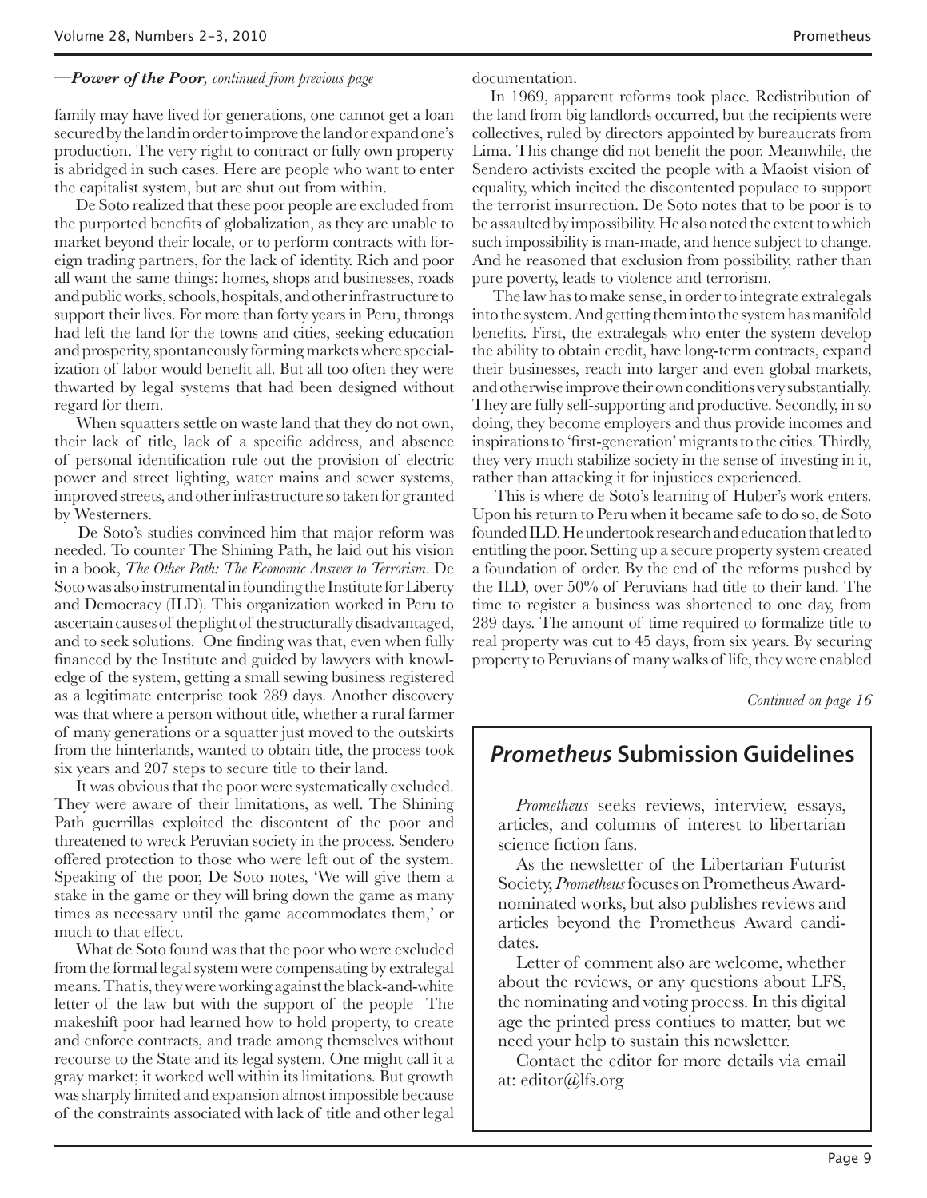—*Power of the Poor, continued from previous page*

family may have lived for generations, one cannot get a loan secured by the land in order to improve the land or expand one's production. The very right to contract or fully own property is abridged in such cases. Here are people who want to enter the capitalist system, but are shut out from within.

De Soto realized that these poor people are excluded from the purported benefits of globalization, as they are unable to market beyond their locale, or to perform contracts with foreign trading partners, for the lack of identity. Rich and poor all want the same things: homes, shops and businesses, roads and public works, schools, hospitals, and other infrastructure to support their lives. For more than forty years in Peru, throngs had left the land for the towns and cities, seeking education and prosperity, spontaneously forming markets where specialization of labor would benefit all. But all too often they were thwarted by legal systems that had been designed without regard for them.

When squatters settle on waste land that they do not own, their lack of title, lack of a specific address, and absence of personal identification rule out the provision of electric power and street lighting, water mains and sewer systems, improved streets, and other infrastructure so taken for granted by Westerners.

De Soto's studies convinced him that major reform was needed. To counter The Shining Path, he laid out his vision in a book, *The Other Path: The Economic Answer to Terrorism*. De Soto was also instrumental in founding the Institute for Liberty and Democracy (ILD). This organization worked in Peru to ascertain causes of the plight of the structurally disadvantaged, and to seek solutions. One finding was that, even when fully financed by the Institute and guided by lawyers with knowledge of the system, getting a small sewing business registered as a legitimate enterprise took 289 days. Another discovery was that where a person without title, whether a rural farmer of many generations or a squatter just moved to the outskirts from the hinterlands, wanted to obtain title, the process took six years and 207 steps to secure title to their land.

It was obvious that the poor were systematically excluded. They were aware of their limitations, as well. The Shining Path guerrillas exploited the discontent of the poor and threatened to wreck Peruvian society in the process. Sendero offered protection to those who were left out of the system. Speaking of the poor, De Soto notes, 'We will give them a stake in the game or they will bring down the game as many times as necessary until the game accommodates them,' or much to that effect.

What de Soto found was that the poor who were excluded from the formal legal system were compensating by extralegal means. That is, they were working against the black-and-white letter of the law but with the support of the people The makeshift poor had learned how to hold property, to create and enforce contracts, and trade among themselves without recourse to the State and its legal system. One might call it a gray market; it worked well within its limitations. But growth was sharply limited and expansion almost impossible because of the constraints associated with lack of title and other legal documentation.

In 1969, apparent reforms took place. Redistribution of the land from big landlords occurred, but the recipients were collectives, ruled by directors appointed by bureaucrats from Lima. This change did not benefit the poor. Meanwhile, the Sendero activists excited the people with a Maoist vision of equality, which incited the discontented populace to support the terrorist insurrection. De Soto notes that to be poor is to be assaulted by impossibility. He also noted the extent to which such impossibility is man-made, and hence subject to change. And he reasoned that exclusion from possibility, rather than pure poverty, leads to violence and terrorism.

The law has to make sense, in order to integrate extralegals into the system. And getting them into the system has manifold benefits. First, the extralegals who enter the system develop the ability to obtain credit, have long-term contracts, expand their businesses, reach into larger and even global markets, and otherwise improve their own conditions very substantially. They are fully self-supporting and productive. Secondly, in so doing, they become employers and thus provide incomes and inspirations to 'first-generation' migrants to the cities. Thirdly, they very much stabilize society in the sense of investing in it, rather than attacking it for injustices experienced.

This is where de Soto's learning of Huber's work enters. Upon his return to Peru when it became safe to do so, de Soto founded ILD. He undertook research and education that led to entitling the poor. Setting up a secure property system created a foundation of order. By the end of the reforms pushed by the ILD, over 50% of Peruvians had title to their land. The time to register a business was shortened to one day, from 289 days. The amount of time required to formalize title to real property was cut to 45 days, from six years. By securing property to Peruvians of many walks of life, they were enabled

—*Continued on page 16*

## *Prometheus* Submission Guidelines

*Prometheus* seeks reviews, interview, essays, articles, and columns of interest to libertarian science fiction fans.

As the newsletter of the Libertarian Futurist Society, *Prometheus* focuses on Prometheus Award-nominated works, but also publishes reviews and articles beyond the Prometheus Award candidates.

Letter of comment also are welcome, whether about the reviews, or any questions about LFS, the nominating and voting process. In this digital age the printed press contiues to matter, but we need your help to sustain this newsletter.

Contact the editor for more details via email at: editor@lfs.org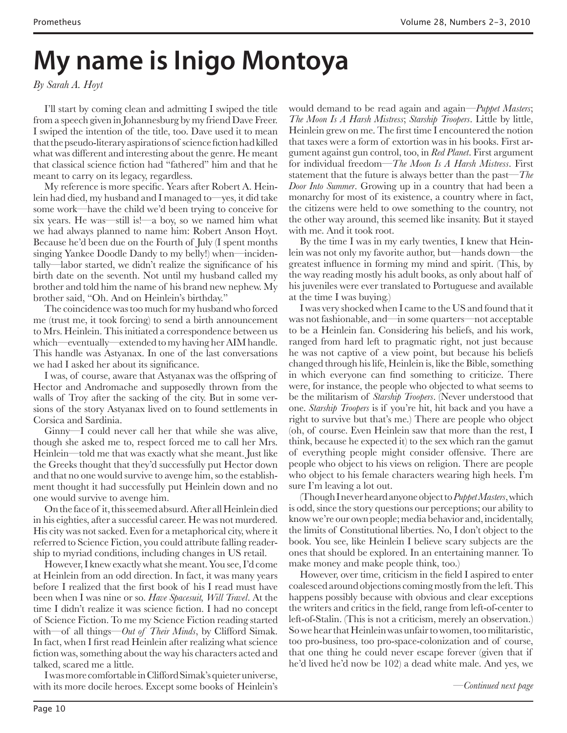# My name is Inigo Montoya

*By Sarah A. Hoyt*

I'll start by coming clean and admitting I swiped the title from a speech given in Johannesburg by my friend Dave Freer. I swiped the intention of the title, too. Dave used it to mean that the pseudo-literary aspirations of science fiction had killed what was different and interesting about the genre. He meant that classical science fiction had "fathered" him and that he meant to carry on its legacy, regardless.

My reference is more specific. Years after Robert A. Heinlein had died, my husband and I managed to—yes, it did take some work—have the child we'd been trying to conceive for six years. He was—still is!—a boy, so we named him what we had always planned to name him: Robert Anson Hoyt. Because he'd been due on the Fourth of July (I spent months singing Yankee Doodle Dandy to my belly!) when—incidentally—labor started, we didn't realize the significance of his birth date on the seventh. Not until my husband called my brother and told him the name of his brand new nephew. My brother said, "Oh. And on Heinlein's birthday."

The coincidence was too much for my husband who forced me (trust me, it took forcing) to send a birth announcement to Mrs. Heinlein. This initiated a correspondence between us which—eventually—extended to my having her AIM handle. This handle was Astyanax. In one of the last conversations we had I asked her about its significance.

I was, of course, aware that Astyanax was the offspring of Hector and Andromache and supposedly thrown from the walls of Troy after the sacking of the city. But in some versions of the story Astyanax lived on to found settlements in Corsica and Sardinia.

Ginny—I could never call her that while she was alive, though she asked me to, respect forced me to call her Mrs. Heinlein—told me that was exactly what she meant. Just like the Greeks thought that they'd successfully put Hector down and that no one would survive to avenge him, so the establishment thought it had successfully put Heinlein down and no one would survive to avenge him.

On the face of it, this seemed absurd. After all Heinlein died in his eighties, after a successful career. He was not murdered. His city was not sacked. Even for a metaphorical city, where it referred to Science Fiction, you could attribute falling readership to myriad conditions, including changes in US retail.

However, I knew exactly what she meant. You see, I'd come at Heinlein from an odd direction. In fact, it was many years before I realized that the first book of his I read must have been when I was nine or so. *Have Spacesuit, Will Travel*. At the time I didn't realize it was science fiction. I had no concept of Science Fiction. To me my Science Fiction reading started with—of all things—*Out of Their Minds*, by Clifford Simak. In fact, when I first read Heinlein after realizing what science fiction was, something about the way his characters acted and talked, scared me a little.

I was more comfortable in Clifford Simak's quieter universe, with its more docile heroes. Except some books of Heinlein's would demand to be read again and again—*Puppet Masters*; *The Moon Is A Harsh Mistress*; *Starship Troopers*. Little by little, Heinlein grew on me. The first time I encountered the notion that taxes were a form of extortion was in his books. First argument against gun control, too, in *Red Planet*. First argument for individual freedom—*The Moon Is A Harsh Mistress*. First statement that the future is always better than the past—*The Door Into Summer*. Growing up in a country that had been a monarchy for most of its existence, a country where in fact, the citizens were held to owe something to the country, not the other way around, this seemed like insanity. But it stayed with me. And it took root.

By the time I was in my early twenties, I knew that Heinlein was not only my favorite author, but—hands down—the greatest influence in forming my mind and spirit. (This, by the way reading mostly his adult books, as only about half of his juveniles were ever translated to Portuguese and available at the time I was buying.)

I was very shocked when I came to the US and found that it was not fashionable, and—in some quarters—not acceptable to be a Heinlein fan. Considering his beliefs, and his work, ranged from hard left to pragmatic right, not just because he was not captive of a view point, but because his beliefs changed through his life, Heinlein is, like the Bible, something in which everyone can find something to criticize. There were, for instance, the people who objected to what seems to be the militarism of *Starship Troopers*. (Never understood that one. *Starship Troopers* is if you're hit, hit back and you have a right to survive but that's me.) There are people who object (oh, of course. Even Heinlein saw that more than the rest, I think, because he expected it) to the sex which ran the gamut of everything people might consider offensive. There are people who object to his views on religion. There are people who object to his female characters wearing high heels. I'm sure I'm leaving a lot out.

(Though I never heard anyone object to *Puppet Masters*, which is odd, since the story questions our perceptions; our ability to know we're our own people; media behavior and, incidentally, the limits of Constitutional liberties. No, I don't object to the book. You see, like Heinlein I believe scary subjects are the ones that should be explored. In an entertaining manner. To make money and make people think, too.)

However, over time, criticism in the field I aspired to enter coalesced around objections coming mostly from the left. This happens possibly because with obvious and clear exceptions the writers and critics in the field, range from left-of-center to left-of-Stalin. (This is not a criticism, merely an observation.) So we hear that Heinlein was unfair to women, too militaristic, too pro-business, too pro-space-colonization and of course, that one thing he could never escape forever (given that if he'd lived he'd now be 102) a dead white male. And yes, we

*—Continued next page*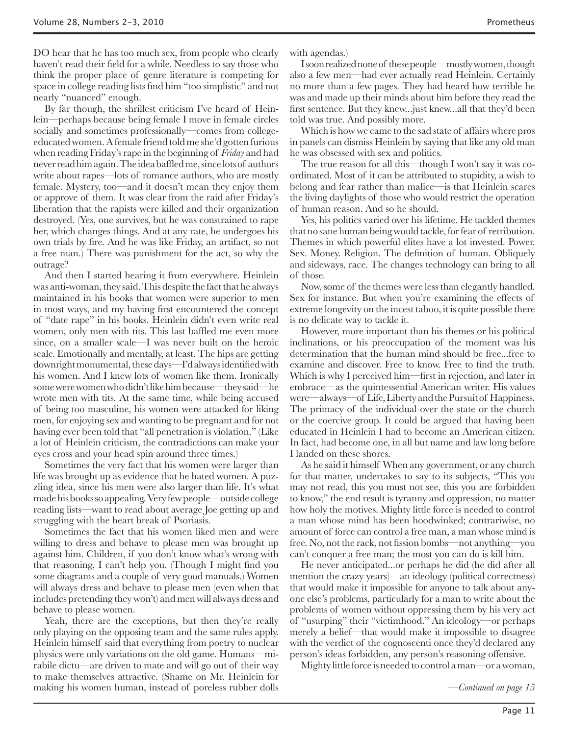DO hear that he has too much sex, from people who clearly haven't read their field for a while. Needless to say those who think the proper place of genre literature is competing for space in college reading lists find him "too simplistic" and not nearly "nuanced" enough.

By far though, the shrillest criticism I've heard of Heinlein—perhaps because being female I move in female circles socially and sometimes professionally—comes from college-educated women. A female friend told me she'd gotten furious when reading Friday's rape in the beginning of *Friday* and had never read him again. The idea baffled me, since lots of authors write about rapes—lots of romance authors, who are mostly female. Mystery, too—and it doesn't mean they enjoy them or approve of them. It was clear from the raid after Friday's liberation that the rapists were killed and their organization destroyed. (Yes, one survives, but he was constrained to rape her, which changes things. And at any rate, he undergoes his own trials by fire. And he was like Friday, an artifact, so not a free man.) There was punishment for the act, so why the outrage?

And then I started hearing it from everywhere. Heinlein was anti-woman, they said. This despite the fact that he always maintained in his books that women were superior to men in most ways, and my having first encountered the concept of "date rape" in his books. Heinlein didn't even write real women, only men with tits. This last baffled me even more since, on a smaller scale—I was never built on the heroic scale. Emotionally and mentally, at least. The hips are getting downright monumental, these days—I'd always identified with his women. And I knew lots of women like them. Ironically some were women who didn't like him because—they said—he wrote men with tits. At the same time, while being accused of being too masculine, his women were attacked for liking men, for enjoying sex and wanting to be pregnant and for not having ever been told that "all penetration is violation." (Like a lot of Heinlein criticism, the contradictions can make your eyes cross and your head spin around three times.)

Sometimes the very fact that his women were larger than life was brought up as evidence that he hated women. A puzzling idea, since his men were also larger than life. It's what made his books so appealing. Very few people—outside college reading lists—want to read about average Joe getting up and struggling with the heart break of Psoriasis.

Sometimes the fact that his women liked men and were willing to dress and behave to please men was brought up against him. Children, if you don't know what's wrong with that reasoning, I can't help you. (Though I might find you some diagrams and a couple of very good manuals.) Women will always dress and behave to please men (even when that includes pretending they won't) and men will always dress and behave to please women.

Yeah, there are the exceptions, but then they're really only playing on the opposing team and the same rules apply. Heinlein himself said that everything from poetry to nuclear physics were only variations on the old game. Humans—mirabile dictu—are driven to mate and will go out of their way to make themselves attractive. (Shame on Mr. Heinlein for making his women human, instead of poreless rubber dolls with agendas.)

I soon realized none of these people—mostly women, though also a few men—had ever actually read Heinlein. Certainly no more than a few pages. They had heard how terrible he was and made up their minds about him before they read the first sentence. But they knew...just knew...all that they'd been told was true. And possibly more.

Which is how we came to the sad state of affairs where pros in panels can dismiss Heinlein by saying that like any old man he was obsessed with sex and politics.

The true reason for all this—though I won't say it was coordinated. Most of it can be attributed to stupidity, a wish to belong and fear rather than malice—is that Heinlein scares the living daylights of those who would restrict the operation of human reason. And so he should.

Yes, his politics varied over his lifetime. He tackled themes that no sane human being would tackle, for fear of retribution. Themes in which powerful elites have a lot invested. Power. Sex. Money. Religion. The definition of human. Obliquely and sideways, race. The changes technology can bring to all of those.

Now, some of the themes were less than elegantly handled. Sex for instance. But when you're examining the effects of extreme longevity on the incest taboo, it is quite possible there is no delicate way to tackle it.

However, more important than his themes or his political inclinations, or his preoccupation of the moment was his determination that the human mind should be free...free to examine and discover. Free to know. Free to find the truth. Which is why I perceived him—first in rejection, and later in embrace—as the quintessential American writer. His values were—always—of Life, Liberty and the Pursuit of Happiness. The primacy of the individual over the state or the church or the coercive group. It could be argued that having been educated in Heinlein I had to become an American citizen. In fact, had become one, in all but name and law long before I landed on these shores.

As he said it himself When any government, or any church for that matter, undertakes to say to its subjects, "This you may not read, this you must not see, this you are forbidden to know," the end result is tyranny and oppression, no matter how holy the motives. Mighty little force is needed to control a man whose mind has been hoodwinked; contrariwise, no amount of force can control a free man, a man whose mind is free. No, not the rack, not fission bombs—not anything—you can't conquer a free man; the most you can do is kill him.

He never anticipated...or perhaps he did (he did after all mention the crazy years)—an ideology (political correctness) that would make it impossible for anyone to talk about anyone else's problems, particularly for a man to write about the problems of women without oppressing them by his very act of "usurping" their "victimhood." An ideology—or perhaps merely a belief—that would make it impossible to disagree with the verdict of the cognoscenti once they'd declared any person's ideas forbidden, any person's reasoning offensive.

Mighty little force is needed to control a man—or a woman,

*—Continued on page 15*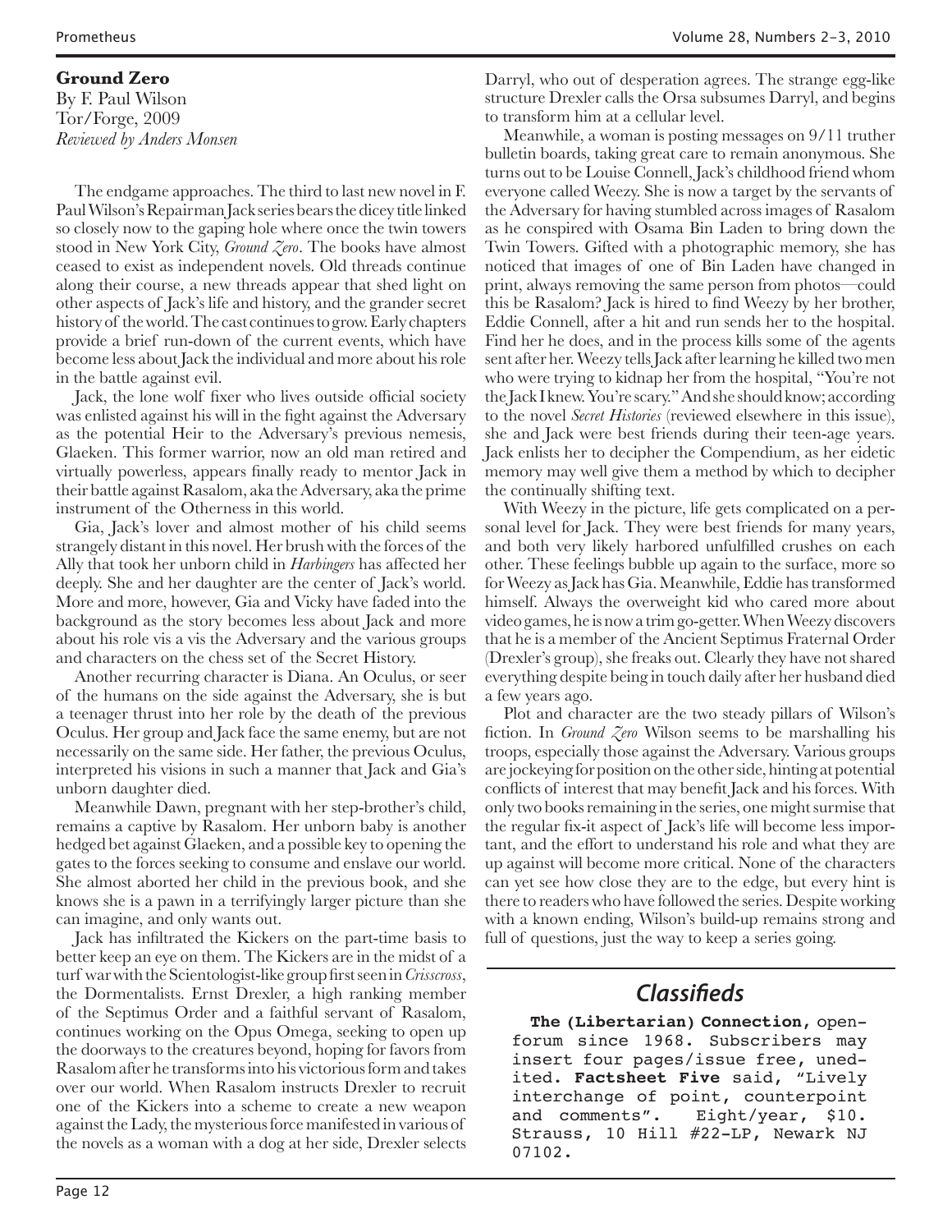### Ground Zero

By F. Paul Wilson
Tor/Forge, 2009
*Reviewed by Anders Monsen*

The endgame approaches. The third to last new novel in F. Paul Wilson's Repairman Jack series bears the dicey title linked so closely now to the gaping hole where once the twin towers stood in New York City, *Ground Zero*. The books have almost ceased to exist as independent novels. Old threads continue along their course, a new threads appear that shed light on other aspects of Jack's life and history, and the grander secret history of the world. The cast continues to grow. Early chapters provide a brief run-down of the current events, which have become less about Jack the individual and more about his role in the battle against evil.

Jack, the lone wolf fixer who lives outside official society was enlisted against his will in the fight against the Adversary as the potential Heir to the Adversary's previous nemesis, Glaeken. This former warrior, now an old man retired and virtually powerless, appears finally ready to mentor Jack in their battle against Rasalom, aka the Adversary, aka the prime instrument of the Otherness in this world.

Gia, Jack's lover and almost mother of his child seems strangely distant in this novel. Her brush with the forces of the Ally that took her unborn child in *Harbingers* has affected her deeply. She and her daughter are the center of Jack's world. More and more, however, Gia and Vicky have faded into the background as the story becomes less about Jack and more about his role vis a vis the Adversary and the various groups and characters on the chess set of the Secret History.

Another recurring character is Diana. An Oculus, or seer of the humans on the side against the Adversary, she is but a teenager thrust into her role by the death of the previous Oculus. Her group and Jack face the same enemy, but are not necessarily on the same side. Her father, the previous Oculus, interpreted his visions in such a manner that Jack and Gia's unborn daughter died.

Meanwhile Dawn, pregnant with her step-brother's child, remains a captive by Rasalom. Her unborn baby is another hedged bet against Glaeken, and a possible key to opening the gates to the forces seeking to consume and enslave our world. She almost aborted her child in the previous book, and she knows she is a pawn in a terrifyingly larger picture than she can imagine, and only wants out.

Jack has infiltrated the Kickers on the part-time basis to better keep an eye on them. The Kickers are in the midst of a turf war with the Scientologist-like group first seen in *Crisscross*, the Dormentalists. Ernst Drexler, a high ranking member of the Septimus Order and a faithful servant of Rasalom, continues working on the Opus Omega, seeking to open up the doorways to the creatures beyond, hoping for favors from Rasalom after he transforms into his victorious form and takes over our world. When Rasalom instructs Drexler to recruit one of the Kickers into a scheme to create a new weapon against the Lady, the mysterious force manifested in various of the novels as a woman with a dog at her side, Drexler selects Darryl, who out of desperation agrees. The strange egg-like structure Drexler calls the Orsa subsumes Darryl, and begins to transform him at a cellular level.

Meanwhile, a woman is posting messages on 9/11 truther bulletin boards, taking great care to remain anonymous. She turns out to be Louise Connell, Jack's childhood friend whom everyone called Weezy. She is now a target by the servants of the Adversary for having stumbled across images of Rasalom as he conspired with Osama Bin Laden to bring down the Twin Towers. Gifted with a photographic memory, she has noticed that images of one of Bin Laden have changed in print, always removing the same person from photos—could this be Rasalom? Jack is hired to find Weezy by her brother, Eddie Connell, after a hit and run sends her to the hospital. Find her he does, and in the process kills some of the agents sent after her. Weezy tells Jack after learning he killed two men who were trying to kidnap her from the hospital, "You're not the Jack I knew. You're scary." And she should know; according to the novel *Secret Histories* (reviewed elsewhere in this issue), she and Jack were best friends during their teen-age years. Jack enlists her to decipher the Compendium, as her eidetic memory may well give them a method by which to decipher the continually shifting text.

With Weezy in the picture, life gets complicated on a personal level for Jack. They were best friends for many years, and both very likely harbored unfulfilled crushes on each other. These feelings bubble up again to the surface, more so for Weezy as Jack has Gia. Meanwhile, Eddie has transformed himself. Always the overweight kid who cared more about video games, he is now a trim go-getter. When Weezy discovers that he is a member of the Ancient Septimus Fraternal Order (Drexler's group), she freaks out. Clearly they have not shared everything despite being in touch daily after her husband died a few years ago.

Plot and character are the two steady pillars of Wilson's fiction. In *Ground Zero* Wilson seems to be marshalling his troops, especially those against the Adversary. Various groups are jockeying for position on the other side, hinting at potential conflicts of interest that may benefit Jack and his forces. With only two books remaining in the series, one might surmise that the regular fix-it aspect of Jack's life will become less important, and the effort to understand his role and what they are up against will become more critical. None of the characters can yet see how close they are to the edge, but every hint is there to readers who have followed the series. Despite working with a known ending, Wilson's build-up remains strong and full of questions, just the way to keep a series going.

## *Classifieds*

**The (Libertarian) Connection,** open-forum since 1968. Subscribers may insert four pages/issue free, unedited. **Factsheet Five** said, "Lively interchange of point, counterpoint and comments". Eight/year, $10. Strauss, 10 Hill #22-LP, Newark NJ 07102.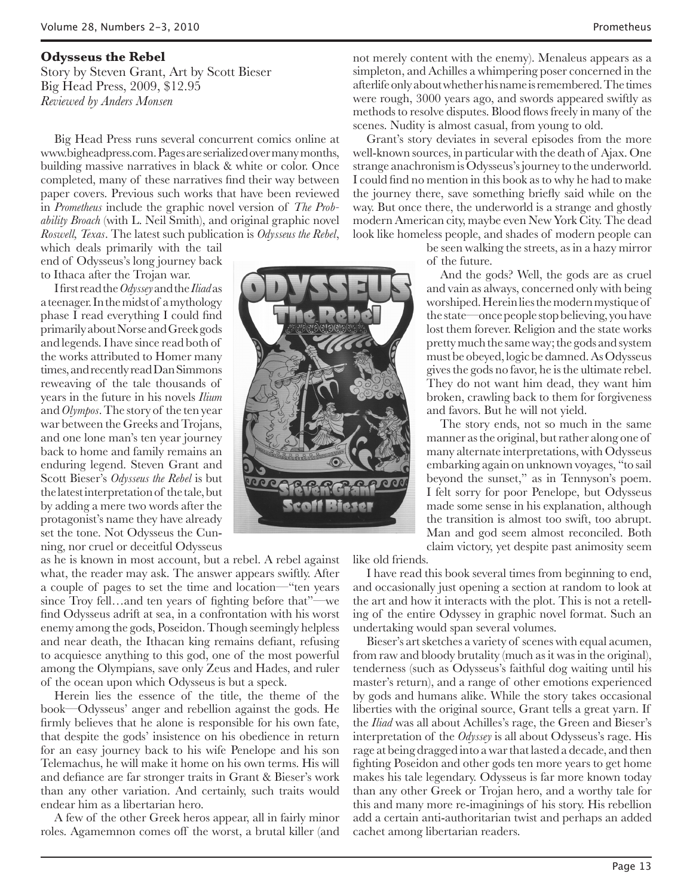**Odysseus the Rebel**

Story by Steven Grant, Art by Scott Bieser
Big Head Press, 2009, $12.95
*Reviewed by Anders Monsen*

Big Head Press runs several concurrent comics online at www.bigheadpress.com. Pages are serialized over many months, building massive narratives in black & white or color. Once completed, many of these narratives find their way between paper covers. Previous such works that have been reviewed in *Prometheus* include the graphic novel version of *The Probability Broach* (with L. Neil Smith), and original graphic novel *Roswell, Texas*. The latest such publication is *Odysseus the Rebel*, which deals primarily with the tail end of Odysseus's long journey back to Ithaca after the Trojan war.

I first read the *Odyssey* and the *Iliad* as a teenager. In the midst of a mythology phase I read everything I could find primarily about Norse and Greek gods and legends. I have since read both of the works attributed to Homer many times, and recently read Dan Simmons reweaving of the tale thousands of years in the future in his novels *Ilium* and *Olympos*. The story of the ten year war between the Greeks and Trojans, and one lone man's ten year journey back to home and family remains an enduring legend. Steven Grant and Scott Bieser's *Odysseus the Rebel* is but the latest interpretation of the tale, but by adding a mere two words after the protagonist's name they have already set the tone. Not Odysseus the Cunning, nor cruel or deceitful Odysseus as he is known in most account, but a rebel. A rebel against what, the reader may ask. The answer appears swiftly. After a couple of pages to set the time and location—"ten years since Troy fell…and ten years of fighting before that"—we find Odysseus adrift at sea, in a confrontation with his worst enemy among the gods, Poseidon. Though seemingly helpless and near death, the Ithacan king remains defiant, refusing to acquiesce anything to this god, one of the most powerful among the Olympians, save only Zeus and Hades, and ruler of the ocean upon which Odysseus is but a speck.

Herein lies the essence of the title, the theme of the book—Odysseus' anger and rebellion against the gods. He firmly believes that he alone is responsible for his own fate, that despite the gods' insistence on his obedience in return for an easy journey back to his wife Penelope and his son Telemachus, he will make it home on his own terms. His will and defiance are far stronger traits in Grant & Bieser's work than any other variation. And certainly, such traits would endear him as a libertarian hero.

A few of the other Greek heros appear, all in fairly minor roles. Agamemnon comes off the worst, a brutal killer (and not merely content with the enemy). Menaleus appears as a simpleton, and Achilles a whimpering poser concerned in the afterlife only about whether his name is remembered. The times were rough, 3000 years ago, and swords appeared swiftly as methods to resolve disputes. Blood flows freely in many of the scenes. Nudity is almost casual, from young to old.

Grant's story deviates in several episodes from the more well-known sources, in particular with the death of Ajax. One strange anachronism is Odysseus's journey to the underworld. I could find no mention in this book as to why he had to make the journey there, save something briefly said while on the way. But once there, the underworld is a strange and ghostly modern American city, maybe even New York City. The dead look like homeless people, and shades of modern people can be seen walking the streets, as in a hazy mirror of the future.

And the gods? Well, the gods are as cruel and vain as always, concerned only with being worshiped. Herein lies the modern mystique of the state—once people stop believing, you have lost them forever. Religion and the state works pretty much the same way; the gods and system must be obeyed, logic be damned. As Odysseus gives the gods no favor, he is the ultimate rebel. They do not want him dead, they want him broken, crawling back to them for forgiveness and favors. But he will not yield.

The story ends, not so much in the same manner as the original, but rather along one of many alternate interpretations, with Odysseus embarking again on unknown voyages, "to sail beyond the sunset," as in Tennyson's poem. I felt sorry for poor Penelope, but Odysseus made some sense in his explanation, although the transition is almost too swift, too abrupt. Man and god seem almost reconciled. Both claim victory, yet despite past animosity seem like old friends.

I have read this book several times from beginning to end, and occasionally just opening a section at random to look at the art and how it interacts with the plot. This is not a retelling of the entire Odyssey in graphic novel format. Such an undertaking would span several volumes.

Bieser's art sketches a variety of scenes with equal acumen, from raw and bloody brutality (much as it was in the original), tenderness (such as Odysseus's faithful dog waiting until his master's return), and a range of other emotions experienced by gods and humans alike. While the story takes occasional liberties with the original source, Grant tells a great yarn. If the *Iliad* was all about Achilles's rage, the Green and Bieser's interpretation of the *Odyssey* is all about Odysseus's rage. His rage at being dragged into a war that lasted a decade, and then fighting Poseidon and other gods ten more years to get home makes his tale legendary. Odysseus is far more known today than any other Greek or Trojan hero, and a worthy tale for this and many more re-imaginings of his story. His rebellion add a certain anti-authoritarian twist and perhaps an added cachet among libertarian readers.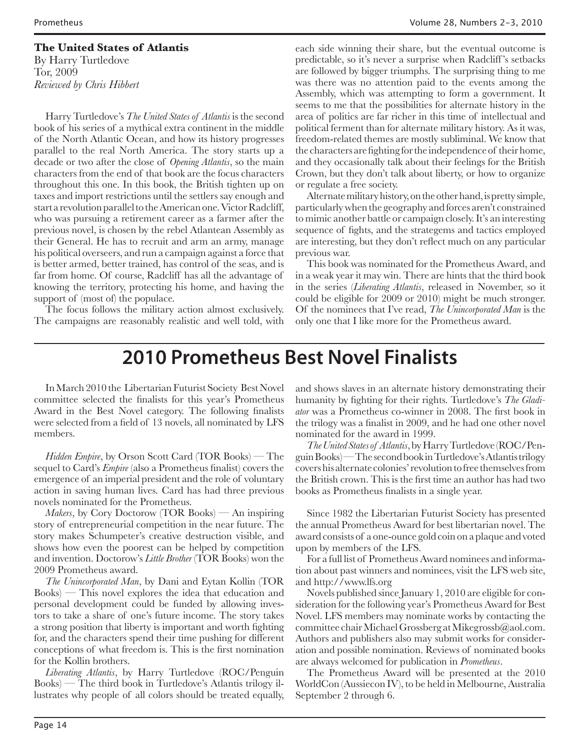**The United States of Atlantis**
By Harry Turtledove
Tor, 2009
*Reviewed by Chris Hibbert*

Harry Turtledove's *The United States of Atlantis* is the second book of his series of a mythical extra continent in the middle of the North Atlantic Ocean, and how its history progresses parallel to the real North America. The story starts up a decade or two after the close of *Opening Atlantis*, so the main characters from the end of that book are the focus characters throughout this one. In this book, the British tighten up on taxes and import restrictions until the settlers say enough and start a revolution parallel to the American one. Victor Radcliff, who was pursuing a retirement career as a farmer after the previous novel, is chosen by the rebel Atlantean Assembly as their General. He has to recruit and arm an army, manage his political overseers, and run a campaign against a force that is better armed, better trained, has control of the seas, and is far from home. Of course, Radcliff has all the advantage of knowing the territory, protecting his home, and having the support of (most of) the populace.

The focus follows the military action almost exclusively. The campaigns are reasonably realistic and well told, with each side winning their share, but the eventual outcome is predictable, so it's never a surprise when Radcliff's setbacks are followed by bigger triumphs. The surprising thing to me was there was no attention paid to the events among the Assembly, which was attempting to form a government. It seems to me that the possibilities for alternate history in the area of politics are far richer in this time of intellectual and political ferment than for alternate military history. As it was, freedom-related themes are mostly subliminal. We know that the characters are fighting for the independence of their home, and they occasionally talk about their feelings for the British Crown, but they don't talk about liberty, or how to organize or regulate a free society.

Alternate military history, on the other hand, is pretty simple, particularly when the geography and forces aren't constrained to mimic another battle or campaign closely. It's an interesting sequence of fights, and the strategems and tactics employed are interesting, but they don't reflect much on any particular previous war.

This book was nominated for the Prometheus Award, and in a weak year it may win. There are hints that the third book in the series (*Liberating Atlantis*, released in November, so it could be eligible for 2009 or 2010) might be much stronger. Of the nominees that I've read, *The Unincorporated Man* is the only one that I like more for the Prometheus award.

# 2010 Prometheus Best Novel Finalists

In March 2010 the Libertarian Futurist Society Best Novel committee selected the finalists for this year's Prometheus Award in the Best Novel category. The following finalists were selected from a field of 13 novels, all nominated by LFS members.

*Hidden Empire*, by Orson Scott Card (TOR Books) — The sequel to Card's *Empire* (also a Prometheus finalist) covers the emergence of an imperial president and the role of voluntary action in saving human lives. Card has had three previous novels nominated for the Prometheus.

*Makers*, by Cory Doctorow (TOR Books) — An inspiring story of entrepreneurial competition in the near future. The story makes Schumpeter's creative destruction visible, and shows how even the poorest can be helped by competition and invention. Doctorow's *Little Brother* (TOR Books) won the 2009 Prometheus award.

*The Unincorporated Man*, by Dani and Eytan Kollin (TOR Books) — This novel explores the idea that education and personal development could be funded by allowing investors to take a share of one's future income. The story takes a strong position that liberty is important and worth fighting for, and the characters spend their time pushing for different conceptions of what freedom is. This is the first nomination for the Kollin brothers.

*Liberating Atlantis*, by Harry Turtledove (ROC/Penguin Books) — The third book in Turtledove's Atlantis trilogy illustrates why people of all colors should be treated equally, and shows slaves in an alternate history demonstrating their humanity by fighting for their rights. Turtledove's *The Gladiator* was a Prometheus co-winner in 2008. The first book in the trilogy was a finalist in 2009, and he had one other novel nominated for the award in 1999.

*The United States of Atlantis*, by Harry Turtledove (ROC/Penguin Books) — The second book in Turtledove's Atlantis trilogy covers his alternate colonies' revolution to free themselves from the British crown. This is the first time an author has had two books as Prometheus finalists in a single year.

Since 1982 the Libertarian Futurist Society has presented the annual Prometheus Award for best libertarian novel. The award consists of a one-ounce gold coin on a plaque and voted upon by members of the LFS.

For a full list of Prometheus Award nominees and information about past winners and nominees, visit the LFS web site, and http://www.lfs.org

Novels published since January 1, 2010 are eligible for consideration for the following year's Prometheus Award for Best Novel. LFS members may nominate works by contacting the committee chair Michael Grossberg at Mikegrossb@aol.com. Authors and publishers also may submit works for consideration and possible nomination. Reviews of nominated books are always welcomed for publication in *Prometheus*.

The Prometheus Award will be presented at the 2010 WorldCon (Aussiecon IV), to be held in Melbourne, Australia September 2 through 6.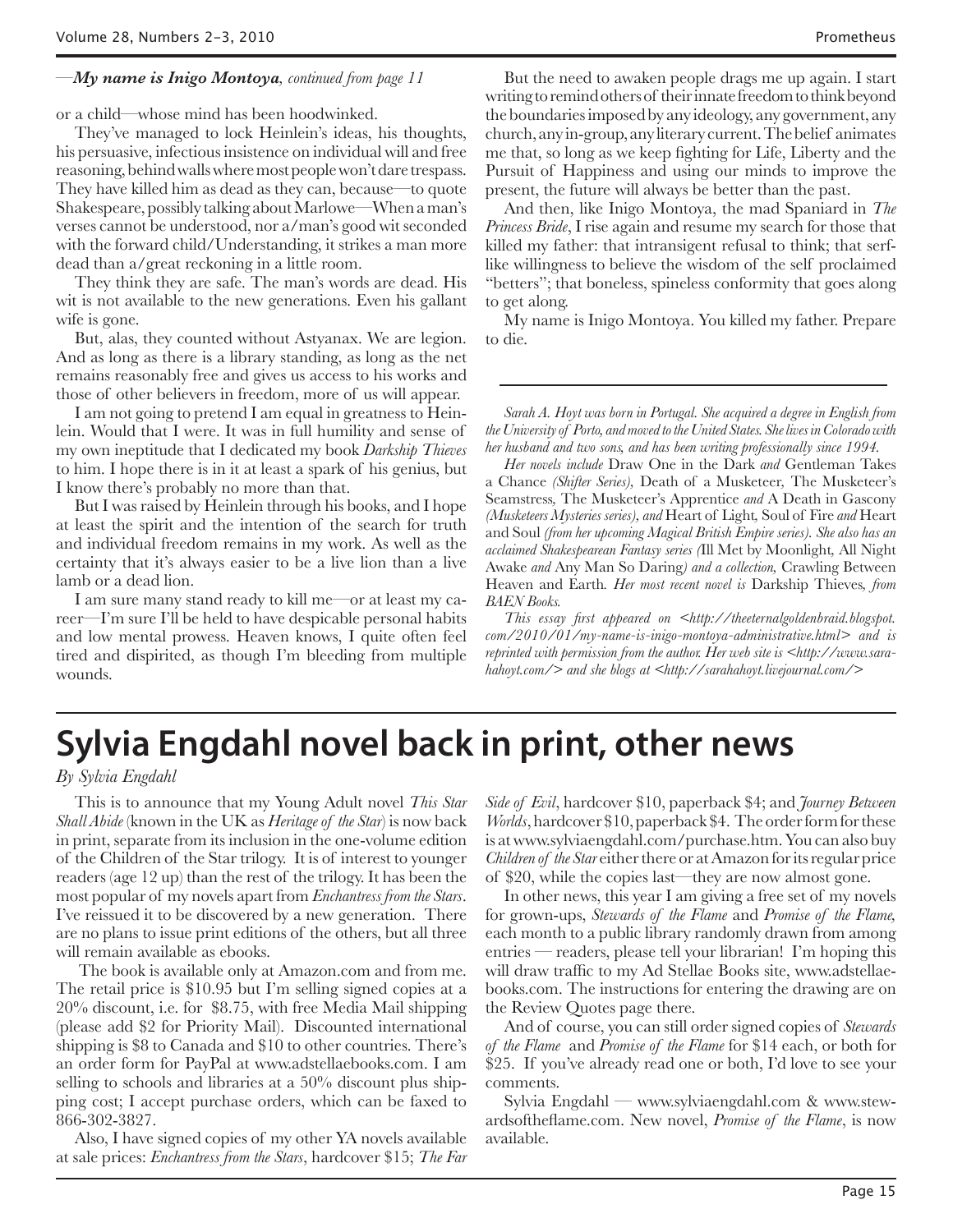—*My name is Inigo Montoya, continued from page 11*

or a child—whose mind has been hoodwinked.

They've managed to lock Heinlein's ideas, his thoughts, his persuasive, infectious insistence on individual will and free reasoning, behind walls where most people won't dare trespass. They have killed him as dead as they can, because—to quote Shakespeare, possibly talking about Marlowe—When a man's verses cannot be understood, nor a/man's good wit seconded with the forward child/Understanding, it strikes a man more dead than a/great reckoning in a little room.

They think they are safe. The man's words are dead. His wit is not available to the new generations. Even his gallant wife is gone.

But, alas, they counted without Astyanax. We are legion. And as long as there is a library standing, as long as the net remains reasonably free and gives us access to his works and those of other believers in freedom, more of us will appear.

I am not going to pretend I am equal in greatness to Heinlein. Would that I were. It was in full humility and sense of my own ineptitude that I dedicated my book *Darkship Thieves* to him. I hope there is in it at least a spark of his genius, but I know there's probably no more than that.

But I was raised by Heinlein through his books, and I hope at least the spirit and the intention of the search for truth and individual freedom remains in my work. As well as the certainty that it's always easier to be a live lion than a live lamb or a dead lion.

I am sure many stand ready to kill me—or at least my career—I'm sure I'll be held to have despicable personal habits and low mental prowess. Heaven knows, I quite often feel tired and dispirited, as though I'm bleeding from multiple wounds.

But the need to awaken people drags me up again. I start writing to remind others of their innate freedom to think beyond the boundaries imposed by any ideology, any government, any church, any in-group, any literary current. The belief animates me that, so long as we keep fighting for Life, Liberty and the Pursuit of Happiness and using our minds to improve the present, the future will always be better than the past.

And then, like Inigo Montoya, the mad Spaniard in *The Princess Bride*, I rise again and resume my search for those that killed my father: that intransigent refusal to think; that serf-like willingness to believe the wisdom of the self proclaimed "betters"; that boneless, spineless conformity that goes along to get along.

My name is Inigo Montoya. You killed my father. Prepare to die.

---

*Sarah A. Hoyt was born in Portugal. She acquired a degree in English from the University of Porto, and moved to the United States. She lives in Colorado with her husband and two sons, and has been writing professionally since 1994.*

*Her novels include* Draw One in the Dark *and* Gentleman Takes a Chance *(Shifter Series),* Death of a Musketeer, The Musketeer's Seamstress, The Musketeer's Apprentice *and* A Death in Gascony *(Musketeers Mysteries series), and* Heart of Light, Soul of Fire *and* Heart and Soul *(from her upcoming Magical British Empire series). She also has an acclaimed Shakespearean Fantasy series (*Ill Met by Moonlight, All Night Awake *and* Any Man So Daring*) and a collection,* Crawling Between Heaven and Earth*. Her most recent novel is* Darkship Thieves*, from BAEN Books.*

*This essay first appeared on <http://theeternalgoldenbraid.blogspot.com/2010/01/my-name-is-inigo-montoya-administrative.html> and is reprinted with permission from the author. Her web site is <http://www.sarahahoyt.com/> and she blogs at <http://sarahahoyt.livejournal.com/>*

# Sylvia Engdahl novel back in print, other news

*By Sylvia Engdahl*

This is to announce that my Young Adult novel *This Star Shall Abide* (known in the UK as *Heritage of the Star*) is now back in print, separate from its inclusion in the one-volume edition of the Children of the Star trilogy. It is of interest to younger readers (age 12 up) than the rest of the trilogy. It has been the most popular of my novels apart from *Enchantress from the Stars*. I've reissued it to be discovered by a new generation. There are no plans to issue print editions of the others, but all three will remain available as ebooks.

The book is available only at Amazon.com and from me. The retail price is $10.95 but I'm selling signed copies at a 20% discount, i.e. for $8.75, with free Media Mail shipping (please add $2 for Priority Mail). Discounted international shipping is $8 to Canada and $10 to other countries. There's an order form for PayPal at www.adstellaebooks.com. I am selling to schools and libraries at a 50% discount plus shipping cost; I accept purchase orders, which can be faxed to 866-302-3827.

Also, I have signed copies of my other YA novels available at sale prices: *Enchantress from the Stars*, hardcover $15; *The Far Side of Evil*, hardcover $10, paperback $4; and *Journey Between Worlds*, hardcover $10, paperback $4. The order form for these is at www.sylviaengdahl.com/purchase.htm. You can also buy *Children of the Star* either there or at Amazon for its regular price of $20, while the copies last—they are now almost gone.

In other news, this year I am giving a free set of my novels for grown-ups, *Stewards of the Flame* and *Promise of the Flame,* each month to a public library randomly drawn from among entries — readers, please tell your librarian! I'm hoping this will draw traffic to my Ad Stellae Books site, www.adstellaebooks.com. The instructions for entering the drawing are on the Review Quotes page there.

And of course, you can still order signed copies of *Stewards of the Flame* and *Promise of the Flame* for $14 each, or both for $25. If you've already read one or both, I'd love to see your comments.

Sylvia Engdahl — www.sylviaengdahl.com & www.stewardsoftheflame.com. New novel, *Promise of the Flame*, is now available.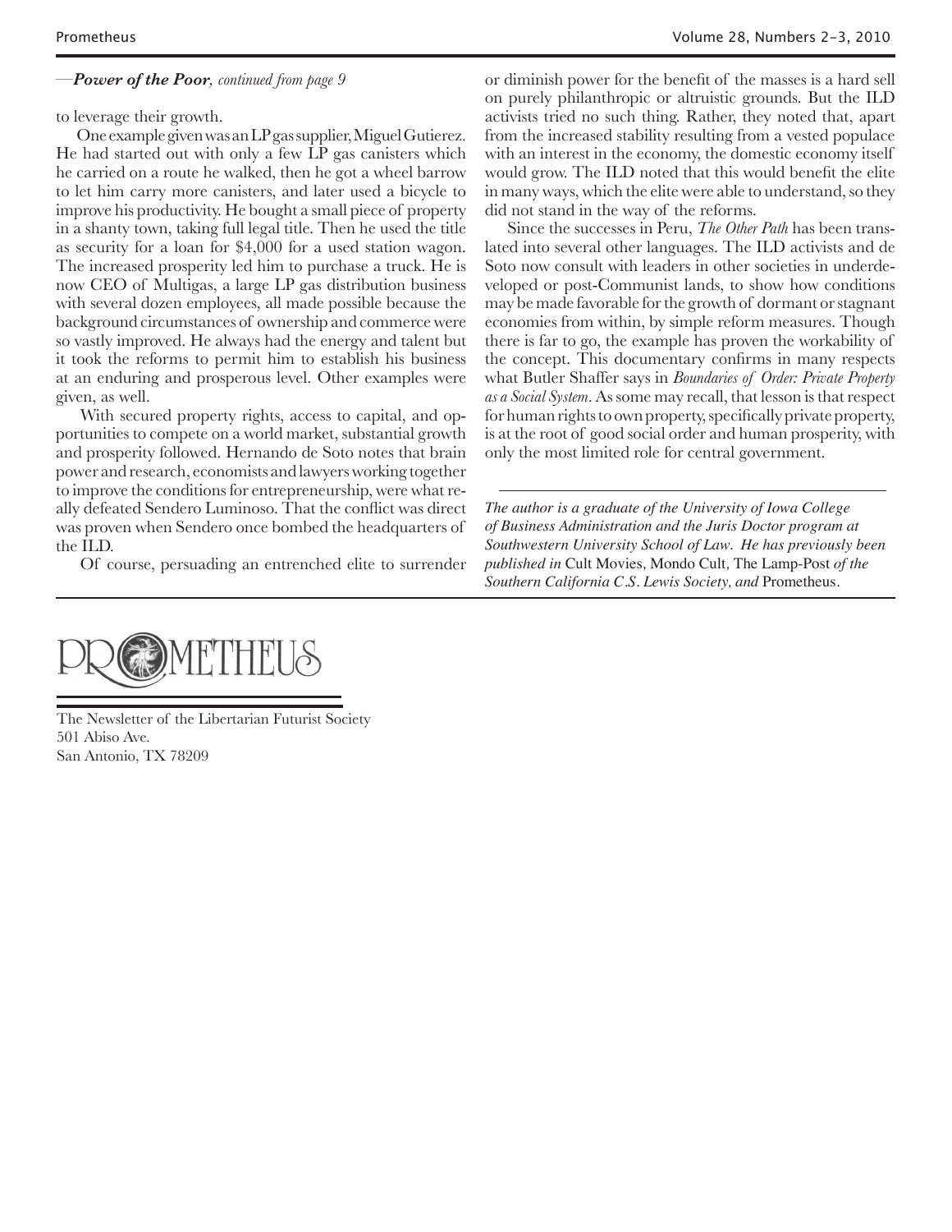—***Power of the Poor**, continued from page 9*

to leverage their growth.

One example given was an LP gas supplier, Miguel Gutierez. He had started out with only a few LP gas canisters which he carried on a route he walked, then he got a wheel barrow to let him carry more canisters, and later used a bicycle to improve his productivity. He bought a small piece of property in a shanty town, taking full legal title. Then he used the title as security for a loan for $4,000 for a used station wagon. The increased prosperity led him to purchase a truck. He is now CEO of Multigas, a large LP gas distribution business with several dozen employees, all made possible because the background circumstances of ownership and commerce were so vastly improved. He always had the energy and talent but it took the reforms to permit him to establish his business at an enduring and prosperous level. Other examples were given, as well.

With secured property rights, access to capital, and opportunities to compete on a world market, substantial growth and prosperity followed. Hernando de Soto notes that brain power and research, economists and lawyers working together to improve the conditions for entrepreneurship, were what really defeated Sendero Luminoso. That the conflict was direct was proven when Sendero once bombed the headquarters of the ILD.

Of course, persuading an entrenched elite to surrender or diminish power for the benefit of the masses is a hard sell on purely philanthropic or altruistic grounds. But the ILD activists tried no such thing. Rather, they noted that, apart from the increased stability resulting from a vested populace with an interest in the economy, the domestic economy itself would grow. The ILD noted that this would benefit the elite in many ways, which the elite were able to understand, so they did not stand in the way of the reforms.

Since the successes in Peru, *The Other Path* has been translated into several other languages. The ILD activists and de Soto now consult with leaders in other societies in underdeveloped or post-Communist lands, to show how conditions may be made favorable for the growth of dormant or stagnant economies from within, by simple reform measures. Though there is far to go, the example has proven the workability of the concept. This documentary confirms in many respects what Butler Shaffer says in *Boundaries of Order: Private Property as a Social System*. As some may recall, that lesson is that respect for human rights to own property, specifically private property, is at the root of good social order and human prosperity, with only the most limited role for central government.

---

*The author is a graduate of the University of Iowa College of Business Administration and the Juris Doctor program at Southwestern University School of Law. He has previously been published in* Cult Movies*,* Mondo Cult*,* The Lamp-Post *of the Southern California C.S. Lewis Society, and* Prometheus.

PROMETHEUS

The Newsletter of the Libertarian Futurist Society
501 Abiso Ave.
San Antonio, TX 78209